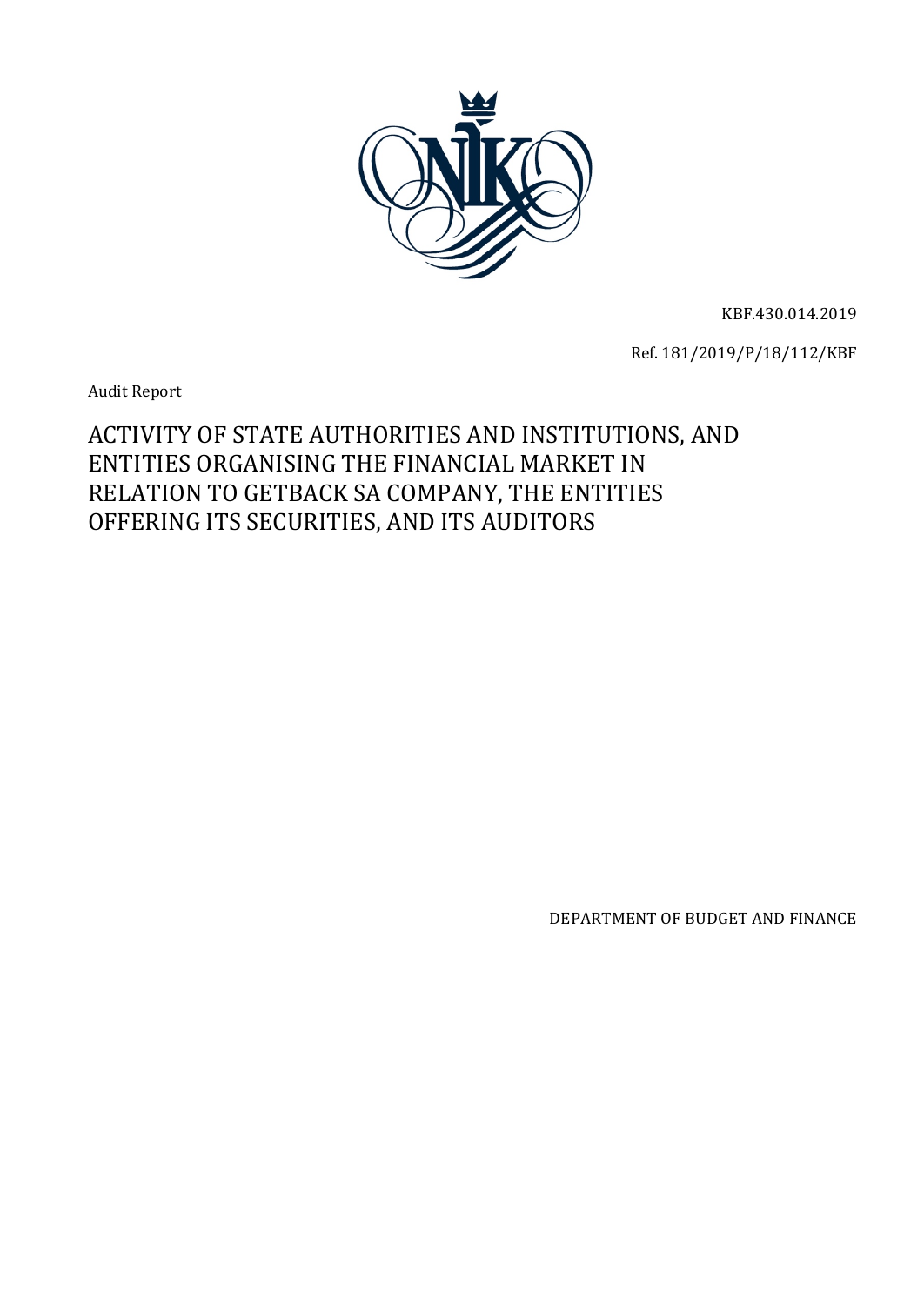KBF.430.014.2019

Ref. 181/2019/P/18/112/KBF

Audit Report

# ACTIVITY OF STATE AUTHORITIES AND INSTITUTIONS, AND ENTITIES ORGANISING THE FINANCIAL MARKET IN RELATION TO GETBACK SA COMPANY, THE ENTITIES OFFERING ITS SECURITIES, AND ITS AUDITORS

DEPARTMENT OF BUDGET AND FINANCE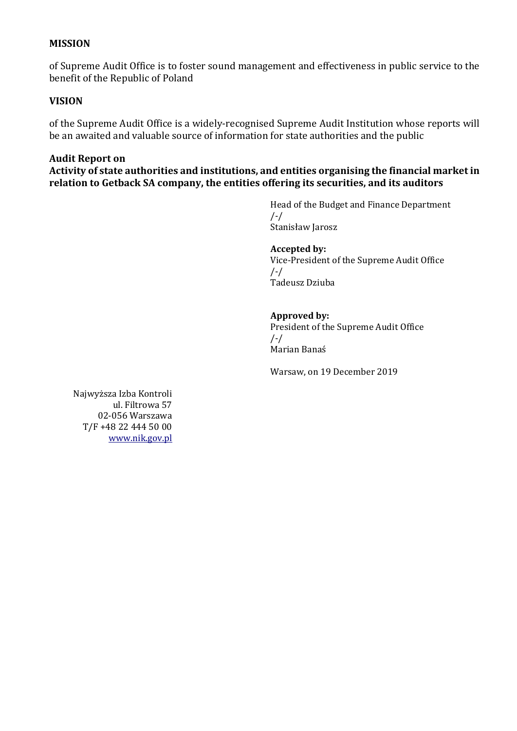**MISSION**

of Supreme Audit Office is to foster sound management and effectiveness in public service to the benefit of the Republic of Poland

**VISION**

of the Supreme Audit Office is a widely-recognised Supreme Audit Institution whose reports will be an awaited and valuable source of information for state authorities and the public

**Audit Report on**
**Activity of state authorities and institutions, and entities organising the financial market in relation to Getback SA company, the entities offering its securities, and its auditors**

Head of the Budget and Finance Department
/-/
Stanisław Jarosz

**Accepted by:**
Vice-President of the Supreme Audit Office
/-/
Tadeusz Dziuba

**Approved by:**
President of the Supreme Audit Office
/-/
Marian Banaś

Warsaw, on 19 December 2019

Najwyższa Izba Kontroli
ul. Filtrowa 57
02-056 Warszawa
T/F +48 22 444 50 00
www.nik.gov.pl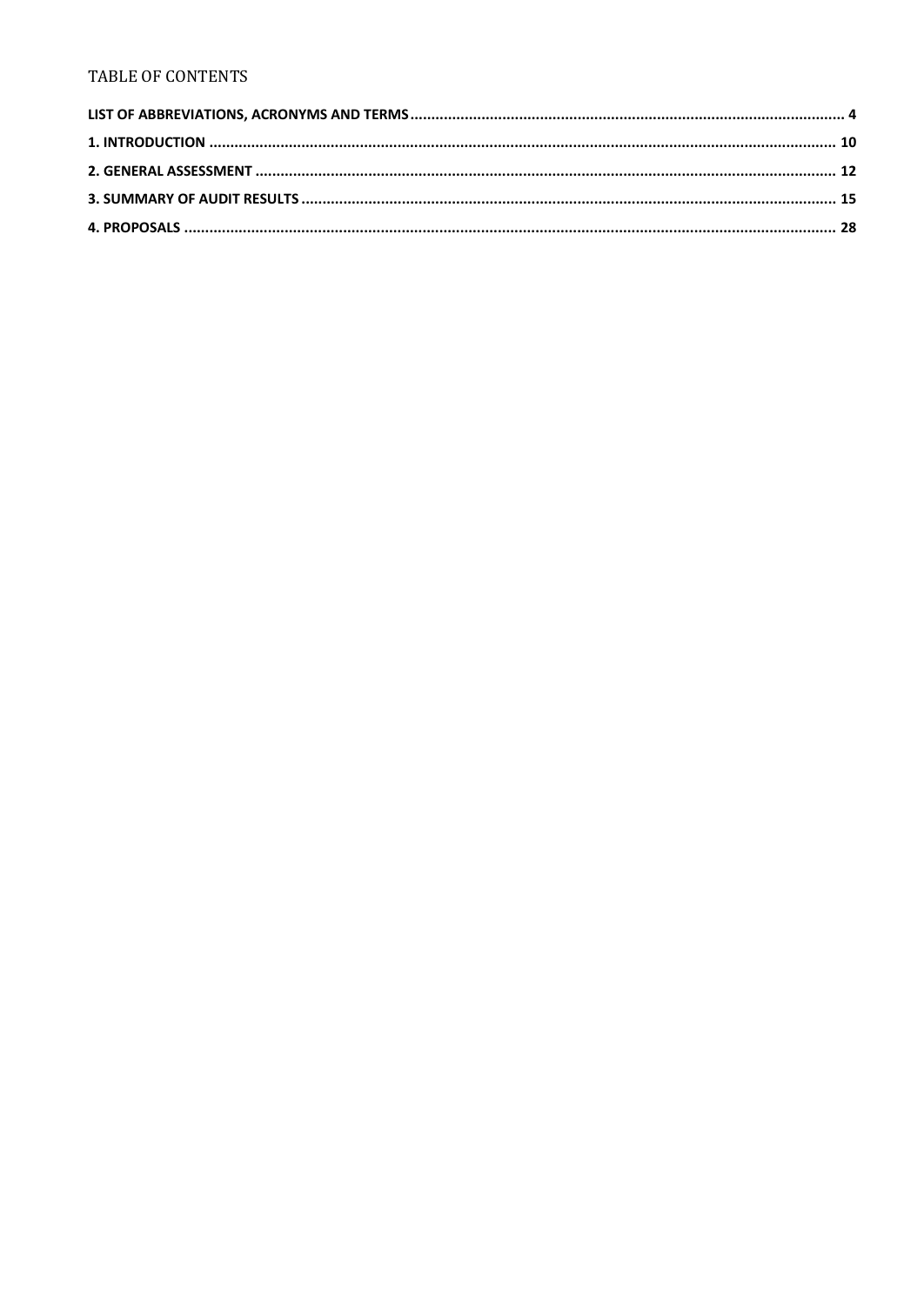# TABLE OF CONTENTS

**LIST OF ABBREVIATIONS, ACRONYMS AND TERMS** ........ 4

**1. INTRODUCTION** ........ 10

**2. GENERAL ASSESSMENT** ........ 12

**3. SUMMARY OF AUDIT RESULTS** ........ 15

**4. PROPOSALS** ........ 28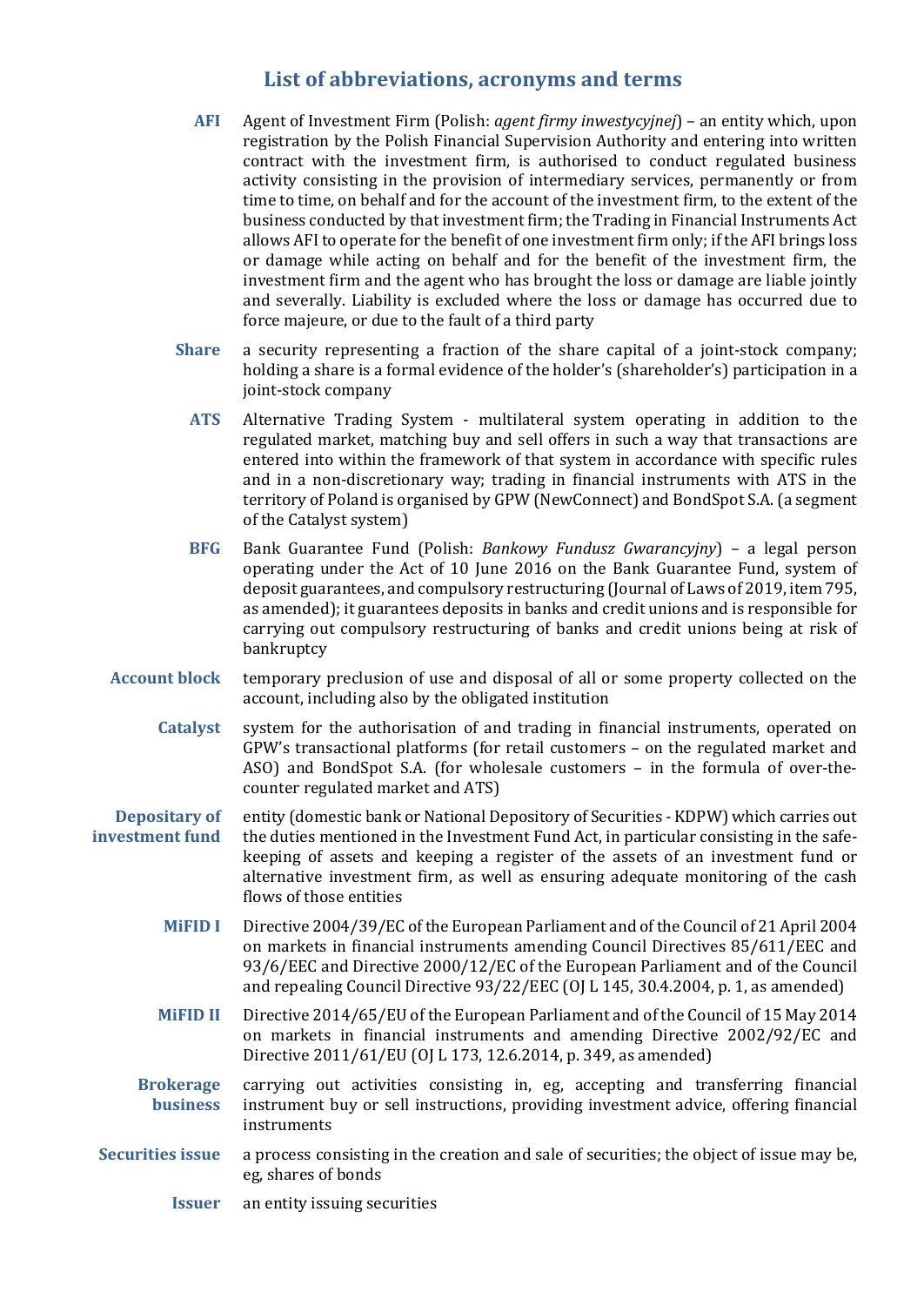## List of abbreviations, acronyms and terms

**AFI** Agent of Investment Firm (Polish: *agent firmy inwestycyjnej*) – an entity which, upon registration by the Polish Financial Supervision Authority and entering into written contract with the investment firm, is authorised to conduct regulated business activity consisting in the provision of intermediary services, permanently or from time to time, on behalf and for the account of the investment firm, to the extent of the business conducted by that investment firm; the Trading in Financial Instruments Act allows AFI to operate for the benefit of one investment firm only; if the AFI brings loss or damage while acting on behalf and for the benefit of the investment firm, the investment firm and the agent who has brought the loss or damage are liable jointly and severally. Liability is excluded where the loss or damage has occurred due to force majeure, or due to the fault of a third party

**Share** a security representing a fraction of the share capital of a joint-stock company; holding a share is a formal evidence of the holder's (shareholder's) participation in a joint-stock company

**ATS** Alternative Trading System - multilateral system operating in addition to the regulated market, matching buy and sell offers in such a way that transactions are entered into within the framework of that system in accordance with specific rules and in a non-discretionary way; trading in financial instruments with ATS in the territory of Poland is organised by GPW (NewConnect) and BondSpot S.A. (a segment of the Catalyst system)

**BFG** Bank Guarantee Fund (Polish: *Bankowy Fundusz Gwarancyjny*) – a legal person operating under the Act of 10 June 2016 on the Bank Guarantee Fund, system of deposit guarantees, and compulsory restructuring (Journal of Laws of 2019, item 795, as amended); it guarantees deposits in banks and credit unions and is responsible for carrying out compulsory restructuring of banks and credit unions being at risk of bankruptcy

**Account block** temporary preclusion of use and disposal of all or some property collected on the account, including also by the obligated institution

**Catalyst** system for the authorisation of and trading in financial instruments, operated on GPW's transactional platforms (for retail customers – on the regulated market and ASO) and BondSpot S.A. (for wholesale customers – in the formula of over-the-counter regulated market and ATS)

**Depositary of investment fund** entity (domestic bank or National Depository of Securities - KDPW) which carries out the duties mentioned in the Investment Fund Act, in particular consisting in the safe-keeping of assets and keeping a register of the assets of an investment fund or alternative investment firm, as well as ensuring adequate monitoring of the cash flows of those entities

**MiFID I** Directive 2004/39/EC of the European Parliament and of the Council of 21 April 2004 on markets in financial instruments amending Council Directives 85/611/EEC and 93/6/EEC and Directive 2000/12/EC of the European Parliament and of the Council and repealing Council Directive 93/22/EEC (OJ L 145, 30.4.2004, p. 1, as amended)

**MiFID II** Directive 2014/65/EU of the European Parliament and of the Council of 15 May 2014 on markets in financial instruments and amending Directive 2002/92/EC and Directive 2011/61/EU (OJ L 173, 12.6.2014, p. 349, as amended)

**Brokerage business** carrying out activities consisting in, eg, accepting and transferring financial instrument buy or sell instructions, providing investment advice, offering financial instruments

**Securities issue** a process consisting in the creation and sale of securities; the object of issue may be, eg, shares of bonds

**Issuer** an entity issuing securities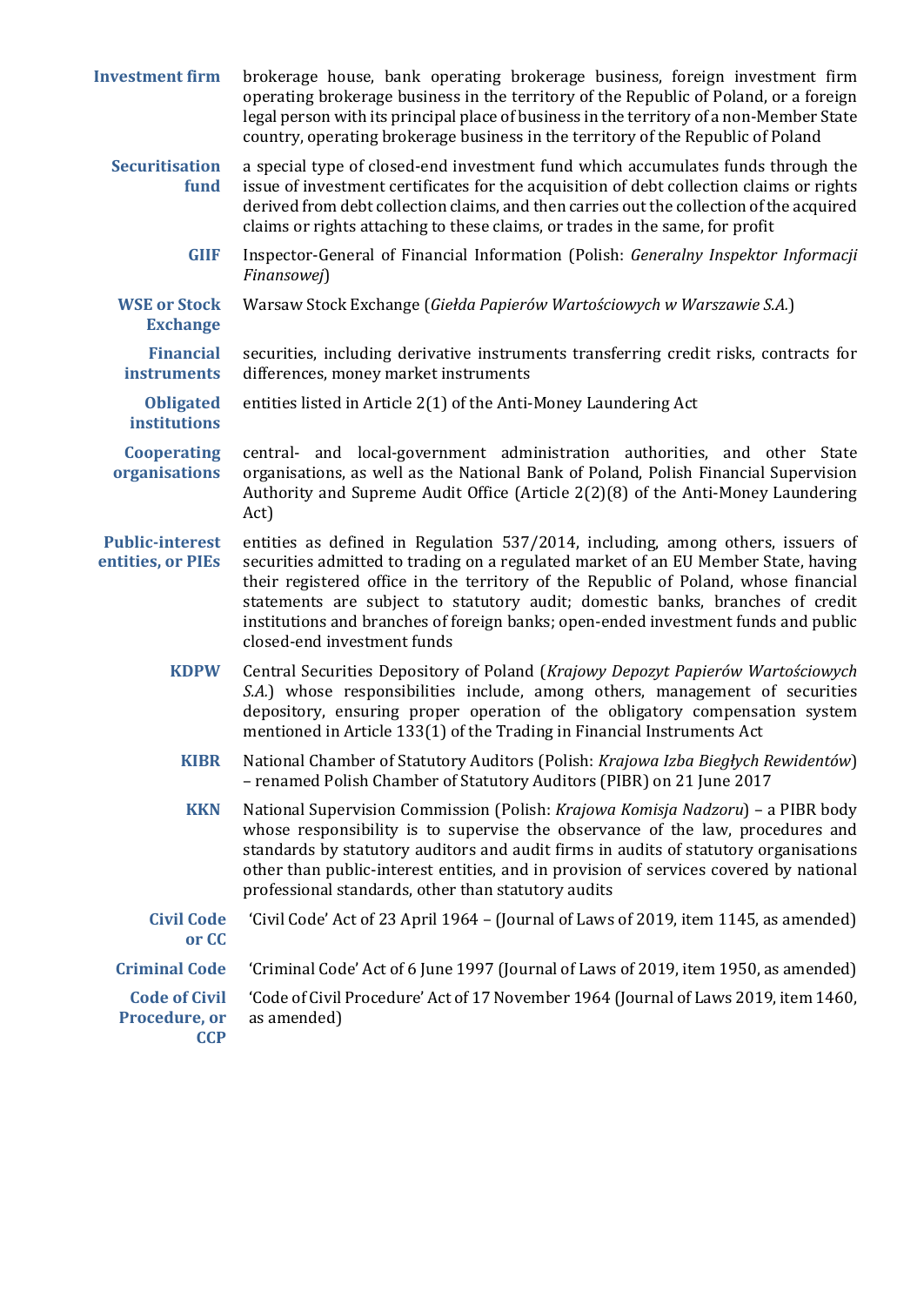**Investment firm** brokerage house, bank operating brokerage business, foreign investment firm operating brokerage business in the territory of the Republic of Poland, or a foreign legal person with its principal place of business in the territory of a non-Member State country, operating brokerage business in the territory of the Republic of Poland

**Securitisation fund** a special type of closed-end investment fund which accumulates funds through the issue of investment certificates for the acquisition of debt collection claims or rights derived from debt collection claims, and then carries out the collection of the acquired claims or rights attaching to these claims, or trades in the same, for profit

**GIIF** Inspector-General of Financial Information (Polish: *Generalny Inspektor Informacji Finansowej*)

**WSE or Stock Exchange** Warsaw Stock Exchange (*Giełda Papierów Wartościowych w Warszawie S.A.*)

**Financial instruments** securities, including derivative instruments transferring credit risks, contracts for differences, money market instruments

**Obligated institutions** entities listed in Article 2(1) of the Anti-Money Laundering Act

**Cooperating organisations** central- and local-government administration authorities, and other State organisations, as well as the National Bank of Poland, Polish Financial Supervision Authority and Supreme Audit Office (Article 2(2)(8) of the Anti-Money Laundering Act)

**Public-interest entities, or PIEs** entities as defined in Regulation 537/2014, including, among others, issuers of securities admitted to trading on a regulated market of an EU Member State, having their registered office in the territory of the Republic of Poland, whose financial statements are subject to statutory audit; domestic banks, branches of credit institutions and branches of foreign banks; open-ended investment funds and public closed-end investment funds

**KDPW** Central Securities Depository of Poland (*Krajowy Depozyt Papierów Wartościowych S.A.*) whose responsibilities include, among others, management of securities depository, ensuring proper operation of the obligatory compensation system mentioned in Article 133(1) of the Trading in Financial Instruments Act

**KIBR** National Chamber of Statutory Auditors (Polish: *Krajowa Izba Biegłych Rewidentów*) – renamed Polish Chamber of Statutory Auditors (PIBR) on 21 June 2017

**KKN** National Supervision Commission (Polish: *Krajowa Komisja Nadzoru*) – a PIBR body whose responsibility is to supervise the observance of the law, procedures and standards by statutory auditors and audit firms in audits of statutory organisations other than public-interest entities, and in provision of services covered by national professional standards, other than statutory audits

**Civil Code or CC** 'Civil Code' Act of 23 April 1964 – (Journal of Laws of 2019, item 1145, as amended)

**Criminal Code** 'Criminal Code' Act of 6 June 1997 (Journal of Laws of 2019, item 1950, as amended)

**Code of Civil Procedure, or CCP** 'Code of Civil Procedure' Act of 17 November 1964 (Journal of Laws 2019, item 1460, as amended)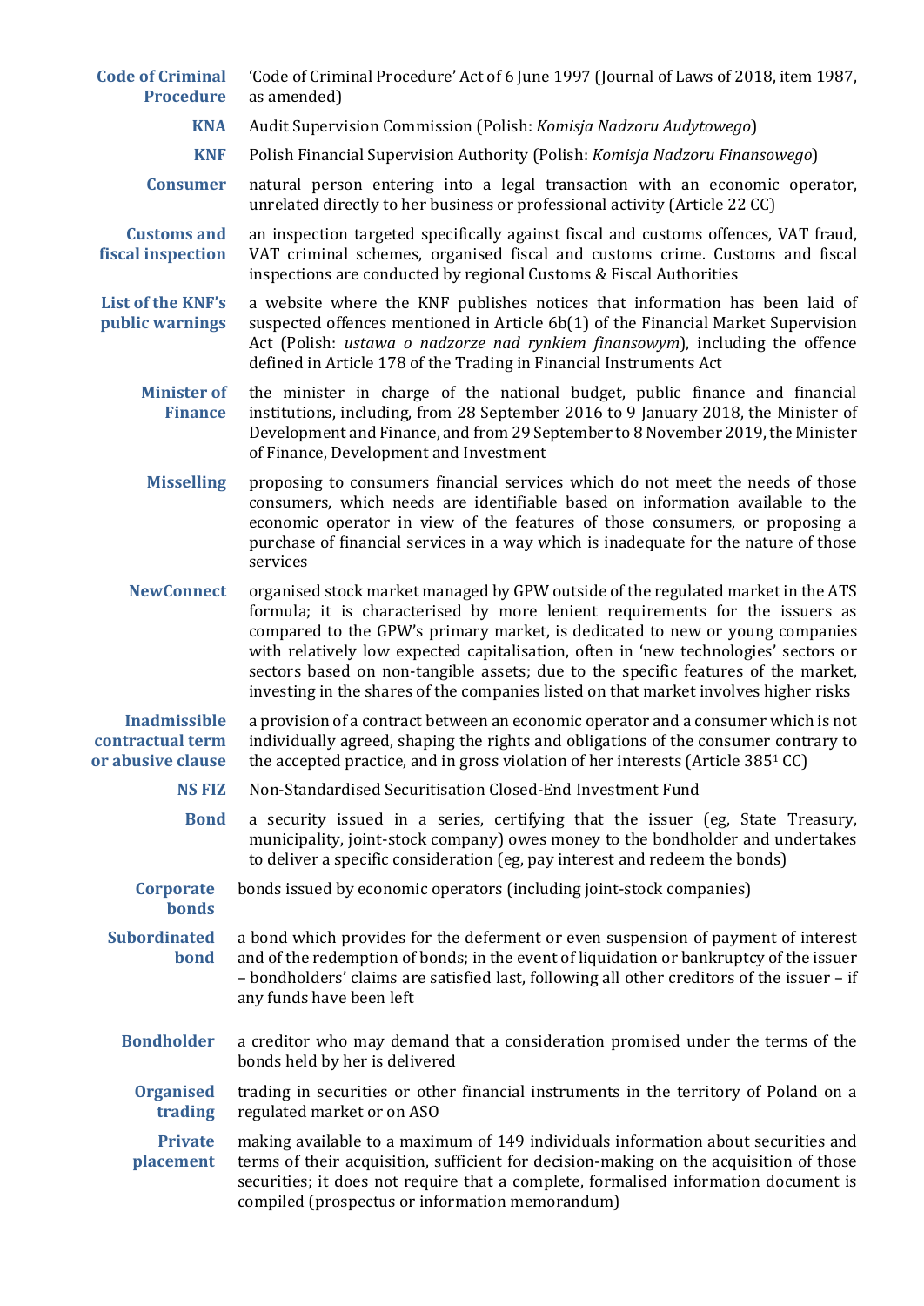**Code of Criminal Procedure** 'Code of Criminal Procedure' Act of 6 June 1997 (Journal of Laws of 2018, item 1987, as amended)

**KNA** Audit Supervision Commission (Polish: *Komisja Nadzoru Audytowego*)

**KNF** Polish Financial Supervision Authority (Polish: *Komisja Nadzoru Finansowego*)

**Consumer** natural person entering into a legal transaction with an economic operator, unrelated directly to her business or professional activity (Article 22 CC)

**Customs and fiscal inspection** an inspection targeted specifically against fiscal and customs offences, VAT fraud, VAT criminal schemes, organised fiscal and customs crime. Customs and fiscal inspections are conducted by regional Customs & Fiscal Authorities

**List of the KNF's public warnings** a website where the KNF publishes notices that information has been laid of suspected offences mentioned in Article 6b(1) of the Financial Market Supervision Act (Polish: *ustawa o nadzorze nad rynkiem finansowym*), including the offence defined in Article 178 of the Trading in Financial Instruments Act

**Minister of Finance** the minister in charge of the national budget, public finance and financial institutions, including, from 28 September 2016 to 9 January 2018, the Minister of Development and Finance, and from 29 September to 8 November 2019, the Minister of Finance, Development and Investment

**Misselling** proposing to consumers financial services which do not meet the needs of those consumers, which needs are identifiable based on information available to the economic operator in view of the features of those consumers, or proposing a purchase of financial services in a way which is inadequate for the nature of those services

**NewConnect** organised stock market managed by GPW outside of the regulated market in the ATS formula; it is characterised by more lenient requirements for the issuers as compared to the GPW's primary market, is dedicated to new or young companies with relatively low expected capitalisation, often in 'new technologies' sectors or sectors based on non-tangible assets; due to the specific features of the market, investing in the shares of the companies listed on that market involves higher risks

**Inadmissible contractual term or abusive clause** a provision of a contract between an economic operator and a consumer which is not individually agreed, shaping the rights and obligations of the consumer contrary to the accepted practice, and in gross violation of her interests (Article 385[1] CC)

**NS FIZ** Non-Standardised Securitisation Closed-End Investment Fund

**Bond** a security issued in a series, certifying that the issuer (eg, State Treasury, municipality, joint-stock company) owes money to the bondholder and undertakes to deliver a specific consideration (eg, pay interest and redeem the bonds)

**Corporate bonds** bonds issued by economic operators (including joint-stock companies)

**Subordinated bond** a bond which provides for the deferment or even suspension of payment of interest and of the redemption of bonds; in the event of liquidation or bankruptcy of the issuer – bondholders' claims are satisfied last, following all other creditors of the issuer – if any funds have been left

**Bondholder** a creditor who may demand that a consideration promised under the terms of the bonds held by her is delivered

**Organised trading** trading in securities or other financial instruments in the territory of Poland on a regulated market or on ASO

**Private placement** making available to a maximum of 149 individuals information about securities and terms of their acquisition, sufficient for decision-making on the acquisition of those securities; it does not require that a complete, formalised information document is compiled (prospectus or information memorandum)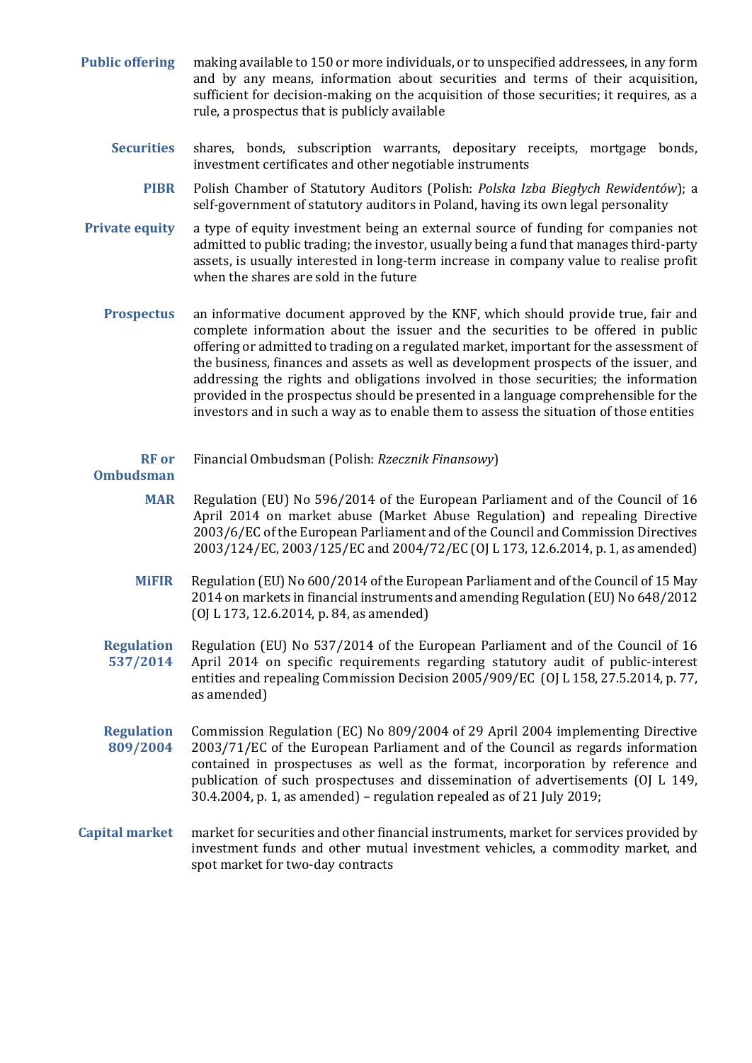**Public offering** making available to 150 or more individuals, or to unspecified addressees, in any form and by any means, information about securities and terms of their acquisition, sufficient for decision-making on the acquisition of those securities; it requires, as a rule, a prospectus that is publicly available

**Securities** shares, bonds, subscription warrants, depositary receipts, mortgage bonds, investment certificates and other negotiable instruments

**PIBR** Polish Chamber of Statutory Auditors (Polish: *Polska Izba Biegłych Rewidentów*); a self-government of statutory auditors in Poland, having its own legal personality

**Private equity** a type of equity investment being an external source of funding for companies not admitted to public trading; the investor, usually being a fund that manages third-party assets, is usually interested in long-term increase in company value to realise profit when the shares are sold in the future

**Prospectus** an informative document approved by the KNF, which should provide true, fair and complete information about the issuer and the securities to be offered in public offering or admitted to trading on a regulated market, important for the assessment of the business, finances and assets as well as development prospects of the issuer, and addressing the rights and obligations involved in those securities; the information provided in the prospectus should be presented in a language comprehensible for the investors and in such a way as to enable them to assess the situation of those entities

**RF or Ombudsman** Financial Ombudsman (Polish: *Rzecznik Finansowy*)

**MAR** Regulation (EU) No 596/2014 of the European Parliament and of the Council of 16 April 2014 on market abuse (Market Abuse Regulation) and repealing Directive 2003/6/EC of the European Parliament and of the Council and Commission Directives 2003/124/EC, 2003/125/EC and 2004/72/EC (OJ L 173, 12.6.2014, p. 1, as amended)

**MiFIR** Regulation (EU) No 600/2014 of the European Parliament and of the Council of 15 May 2014 on markets in financial instruments and amending Regulation (EU) No 648/2012 (OJ L 173, 12.6.2014, p. 84, as amended)

**Regulation 537/2014** Regulation (EU) No 537/2014 of the European Parliament and of the Council of 16 April 2014 on specific requirements regarding statutory audit of public-interest entities and repealing Commission Decision 2005/909/EC (OJ L 158, 27.5.2014, p. 77, as amended)

**Regulation 809/2004** Commission Regulation (EC) No 809/2004 of 29 April 2004 implementing Directive 2003/71/EC of the European Parliament and of the Council as regards information contained in prospectuses as well as the format, incorporation by reference and publication of such prospectuses and dissemination of advertisements (OJ L 149, 30.4.2004, p. 1, as amended) – regulation repealed as of 21 July 2019;

**Capital market** market for securities and other financial instruments, market for services provided by investment funds and other mutual investment vehicles, a commodity market, and spot market for two-day contracts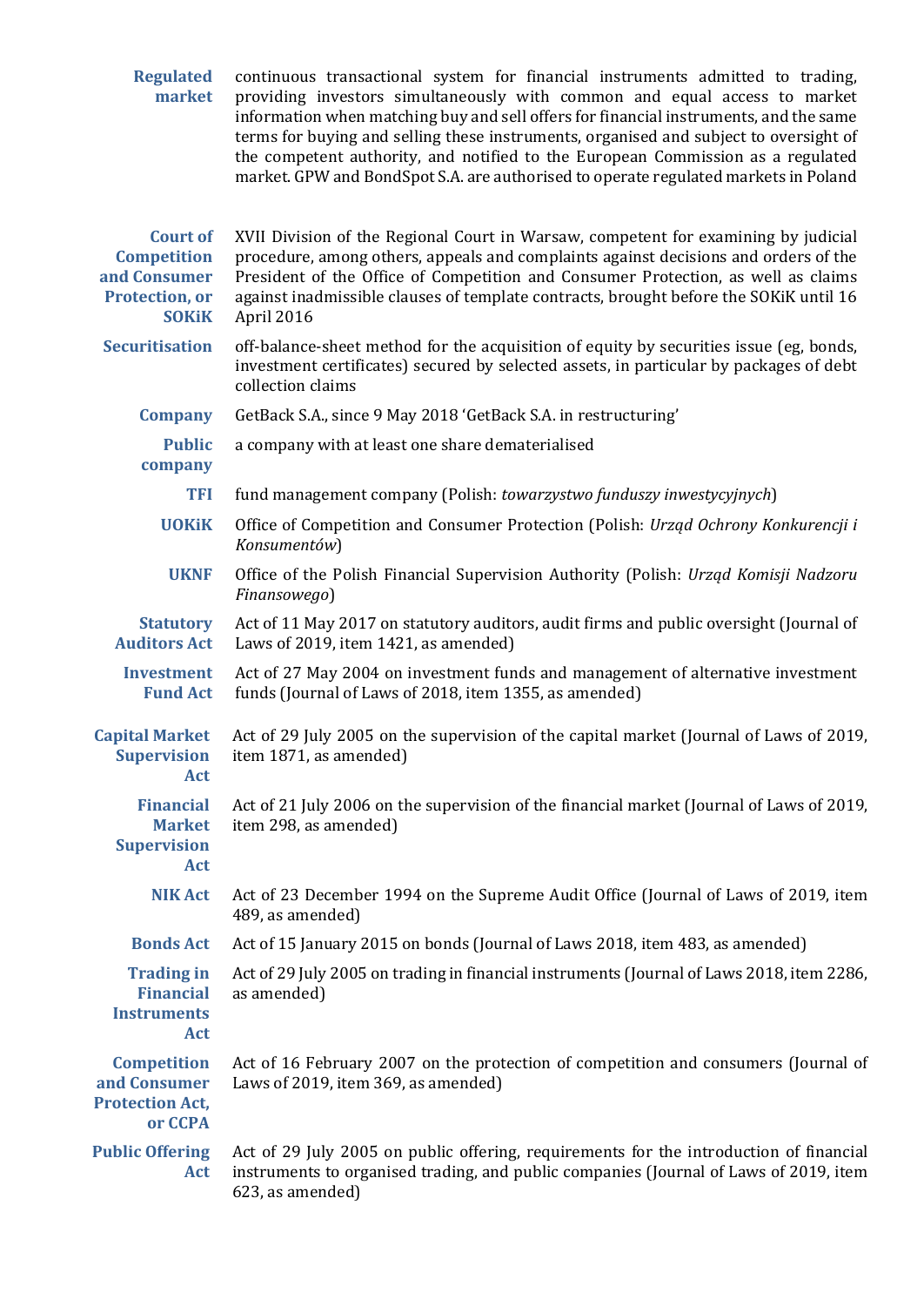**Regulated market** continuous transactional system for financial instruments admitted to trading, providing investors simultaneously with common and equal access to market information when matching buy and sell offers for financial instruments, and the same terms for buying and selling these instruments, organised and subject to oversight of the competent authority, and notified to the European Commission as a regulated market. GPW and BondSpot S.A. are authorised to operate regulated markets in Poland

**Court of Competition and Consumer Protection, or SOKiK** XVII Division of the Regional Court in Warsaw, competent for examining by judicial procedure, among others, appeals and complaints against decisions and orders of the President of the Office of Competition and Consumer Protection, as well as claims against inadmissible clauses of template contracts, brought before the SOKiK until 16 April 2016

**Securitisation** off-balance-sheet method for the acquisition of equity by securities issue (eg, bonds, investment certificates) secured by selected assets, in particular by packages of debt collection claims

**Company** GetBack S.A., since 9 May 2018 'GetBack S.A. in restructuring'

**Public company** a company with at least one share dematerialised

**TFI** fund management company (Polish: *towarzystwo funduszy inwestycyjnych*)

**UOKiK** Office of Competition and Consumer Protection (Polish: *Urząd Ochrony Konkurencji i Konsumentów*)

**UKNF** Office of the Polish Financial Supervision Authority (Polish: *Urząd Komisji Nadzoru Finansowego*)

**Statutory Auditors Act** Act of 11 May 2017 on statutory auditors, audit firms and public oversight (Journal of Laws of 2019, item 1421, as amended)

**Investment Fund Act** Act of 27 May 2004 on investment funds and management of alternative investment funds (Journal of Laws of 2018, item 1355, as amended)

**Capital Market Supervision Act** Act of 29 July 2005 on the supervision of the capital market (Journal of Laws of 2019, item 1871, as amended)

**Financial Market Supervision Act** Act of 21 July 2006 on the supervision of the financial market (Journal of Laws of 2019, item 298, as amended)

**NIK Act** Act of 23 December 1994 on the Supreme Audit Office (Journal of Laws of 2019, item 489, as amended)

**Bonds Act** Act of 15 January 2015 on bonds (Journal of Laws 2018, item 483, as amended)

**Trading in Financial Instruments Act** Act of 29 July 2005 on trading in financial instruments (Journal of Laws 2018, item 2286, as amended)

**Competition and Consumer Protection Act, or CCPA** Act of 16 February 2007 on the protection of competition and consumers (Journal of Laws of 2019, item 369, as amended)

**Public Offering Act** Act of 29 July 2005 on public offering, requirements for the introduction of financial instruments to organised trading, and public companies (Journal of Laws of 2019, item 623, as amended)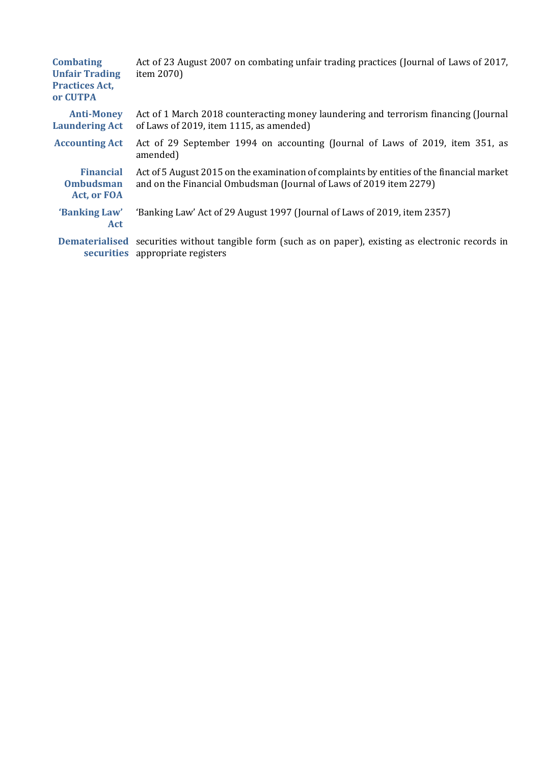**Combating Unfair Trading Practices Act, or CUTPA** Act of 23 August 2007 on combating unfair trading practices (Journal of Laws of 2017, item 2070)

**Anti-Money Laundering Act** Act of 1 March 2018 counteracting money laundering and terrorism financing (Journal of Laws of 2019, item 1115, as amended)

**Accounting Act** Act of 29 September 1994 on accounting (Journal of Laws of 2019, item 351, as amended)

**Financial Ombudsman Act, or FOA** Act of 5 August 2015 on the examination of complaints by entities of the financial market and on the Financial Ombudsman (Journal of Laws of 2019 item 2279)

**'Banking Law' Act** 'Banking Law' Act of 29 August 1997 (Journal of Laws of 2019, item 2357)

**Dematerialised securities** securities without tangible form (such as on paper), existing as electronic records in appropriate registers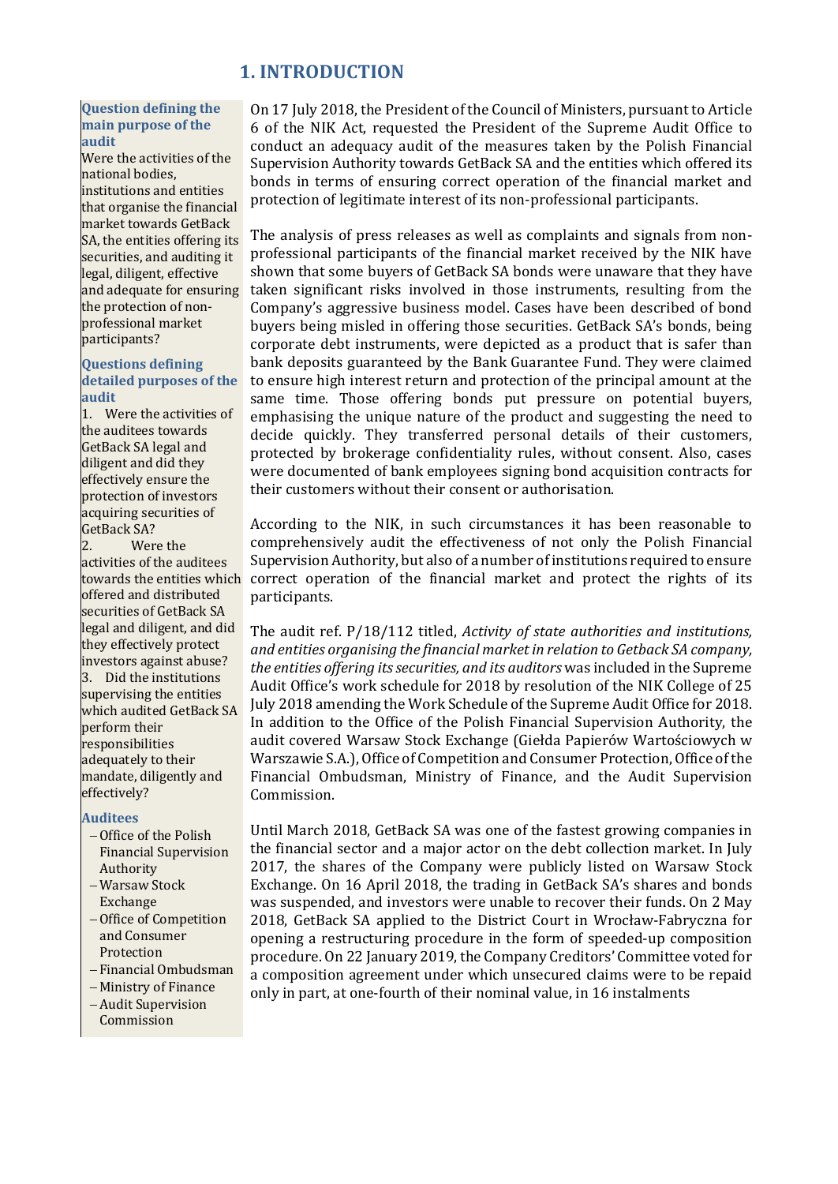# 1. INTRODUCTION

**Question defining the main purpose of the audit**

Were the activities of the national bodies, institutions and entities that organise the financial market towards GetBack SA, the entities offering its securities, and auditing it legal, diligent, effective and adequate for ensuring the protection of non-professional market participants?

**Questions defining detailed purposes of the audit**

1. Were the activities of the auditees towards GetBack SA legal and diligent and did they effectively ensure the protection of investors acquiring securities of GetBack SA?
2. Were the activities of the auditees towards the entities which offered and distributed securities of GetBack SA legal and diligent, and did they effectively protect investors against abuse?
3. Did the institutions supervising the entities which audited GetBack SA perform their responsibilities adequately to their mandate, diligently and effectively?

**Auditees**

- Office of the Polish Financial Supervision Authority
- Warsaw Stock Exchange
- Office of Competition and Consumer Protection
- Financial Ombudsman
- Ministry of Finance
- Audit Supervision Commission

On 17 July 2018, the President of the Council of Ministers, pursuant to Article 6 of the NIK Act, requested the President of the Supreme Audit Office to conduct an adequacy audit of the measures taken by the Polish Financial Supervision Authority towards GetBack SA and the entities which offered its bonds in terms of ensuring correct operation of the financial market and protection of legitimate interest of its non-professional participants.

The analysis of press releases as well as complaints and signals from non-professional participants of the financial market received by the NIK have shown that some buyers of GetBack SA bonds were unaware that they have taken significant risks involved in those instruments, resulting from the Company's aggressive business model. Cases have been described of bond buyers being misled in offering those securities. GetBack SA's bonds, being corporate debt instruments, were depicted as a product that is safer than bank deposits guaranteed by the Bank Guarantee Fund. They were claimed to ensure high interest return and protection of the principal amount at the same time. Those offering bonds put pressure on potential buyers, emphasising the unique nature of the product and suggesting the need to decide quickly. They transferred personal details of their customers, protected by brokerage confidentiality rules, without consent. Also, cases were documented of bank employees signing bond acquisition contracts for their customers without their consent or authorisation.

According to the NIK, in such circumstances it has been reasonable to comprehensively audit the effectiveness of not only the Polish Financial Supervision Authority, but also of a number of institutions required to ensure correct operation of the financial market and protect the rights of its participants.

The audit ref. P/18/112 titled, *Activity of state authorities and institutions, and entities organising the financial market in relation to Getback SA company, the entities offering its securities, and its auditors* was included in the Supreme Audit Office's work schedule for 2018 by resolution of the NIK College of 25 July 2018 amending the Work Schedule of the Supreme Audit Office for 2018. In addition to the Office of the Polish Financial Supervision Authority, the audit covered Warsaw Stock Exchange (Giełda Papierów Wartościowych w Warszawie S.A.), Office of Competition and Consumer Protection, Office of the Financial Ombudsman, Ministry of Finance, and the Audit Supervision Commission.

Until March 2018, GetBack SA was one of the fastest growing companies in the financial sector and a major actor on the debt collection market. In July 2017, the shares of the Company were publicly listed on Warsaw Stock Exchange. On 16 April 2018, the trading in GetBack SA's shares and bonds was suspended, and investors were unable to recover their funds. On 2 May 2018, GetBack SA applied to the District Court in Wrocław-Fabryczna for opening a restructuring procedure in the form of speeded-up composition procedure. On 22 January 2019, the Company Creditors' Committee voted for a composition agreement under which unsecured claims were to be repaid only in part, at one-fourth of their nominal value, in 16 instalments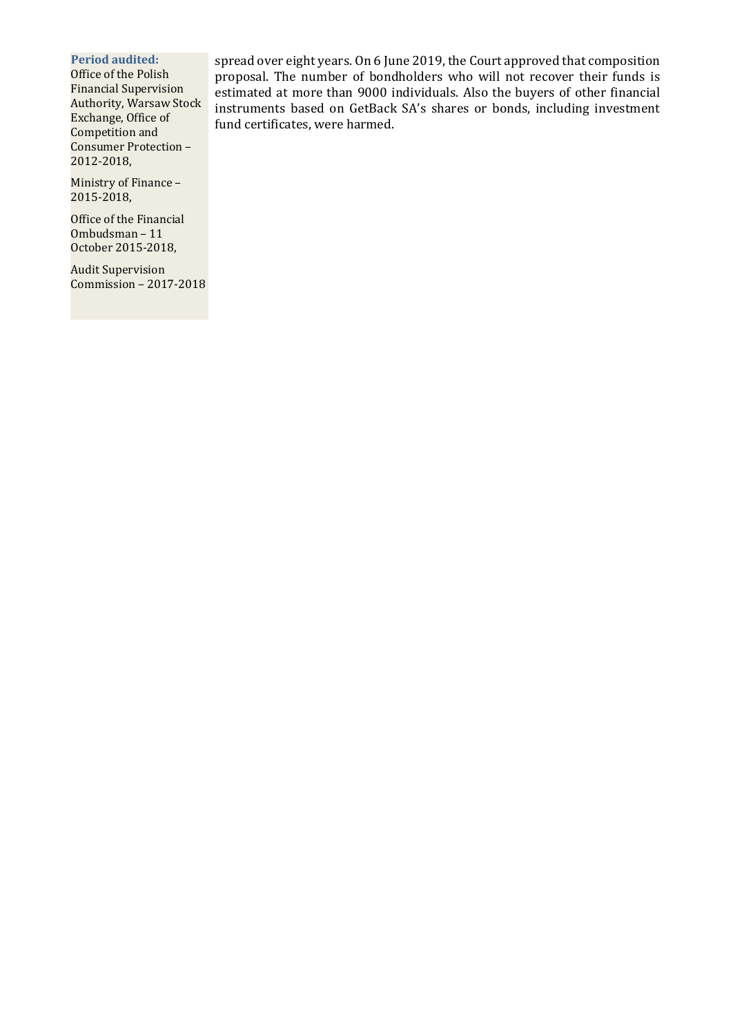**Period audited:**

Office of the Polish Financial Supervision Authority, Warsaw Stock Exchange, Office of Competition and Consumer Protection – 2012-2018,

Ministry of Finance – 2015-2018,

Office of the Financial Ombudsman – 11 October 2015-2018,

Audit Supervision Commission – 2017-2018

spread over eight years. On 6 June 2019, the Court approved that composition proposal. The number of bondholders who will not recover their funds is estimated at more than 9000 individuals. Also the buyers of other financial instruments based on GetBack SA's shares or bonds, including investment fund certificates, were harmed.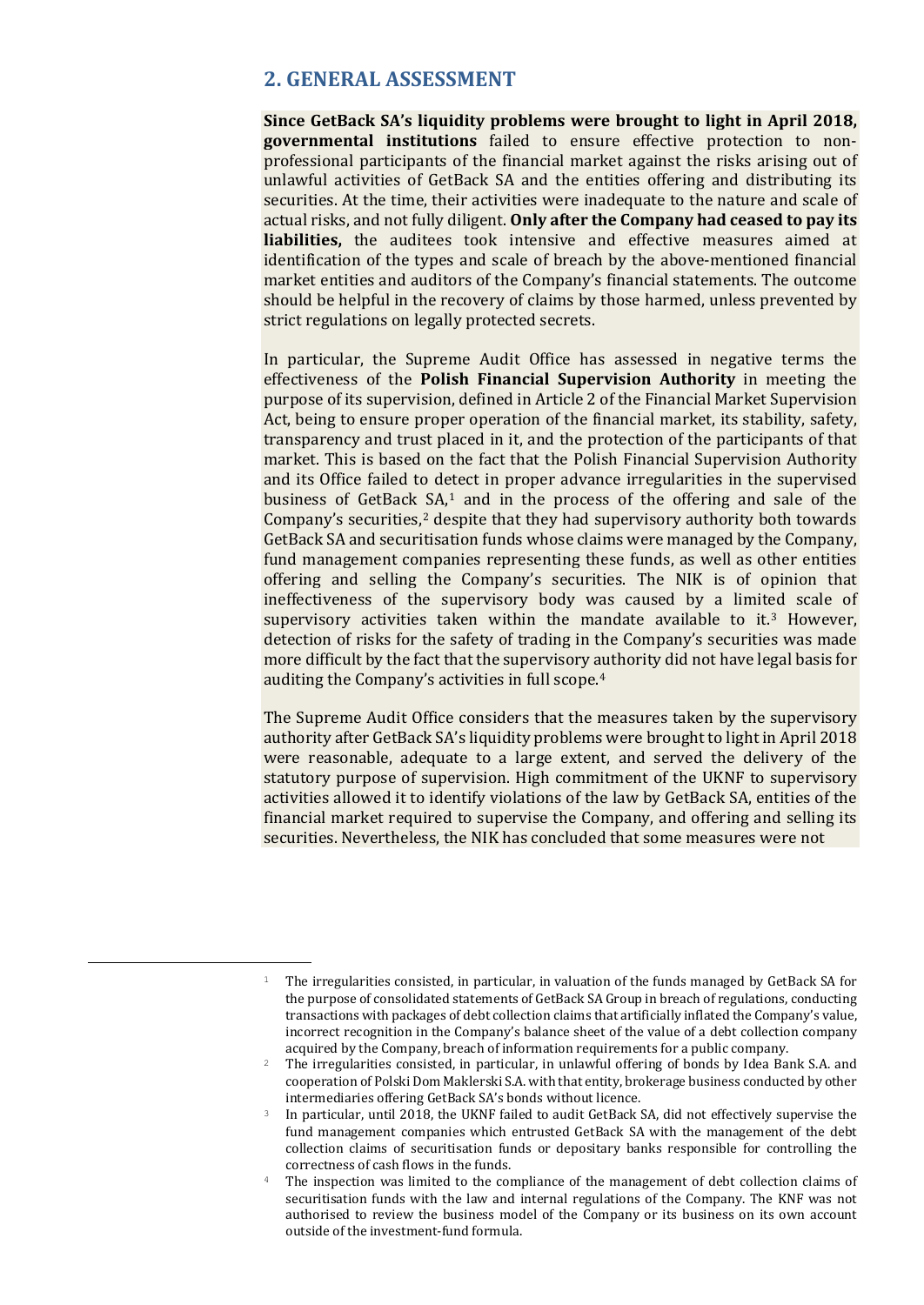## 2. GENERAL ASSESSMENT

**Since GetBack SA's liquidity problems were brought to light in April 2018, governmental institutions** failed to ensure effective protection to non-professional participants of the financial market against the risks arising out of unlawful activities of GetBack SA and the entities offering and distributing its securities. At the time, their activities were inadequate to the nature and scale of actual risks, and not fully diligent. **Only after the Company had ceased to pay its liabilities,** the auditees took intensive and effective measures aimed at identification of the types and scale of breach by the above-mentioned financial market entities and auditors of the Company's financial statements. The outcome should be helpful in the recovery of claims by those harmed, unless prevented by strict regulations on legally protected secrets.

In particular, the Supreme Audit Office has assessed in negative terms the effectiveness of the **Polish Financial Supervision Authority** in meeting the purpose of its supervision, defined in Article 2 of the Financial Market Supervision Act, being to ensure proper operation of the financial market, its stability, safety, transparency and trust placed in it, and the protection of the participants of that market. This is based on the fact that the Polish Financial Supervision Authority and its Office failed to detect in proper advance irregularities in the supervised business of GetBack SA,[1] and in the process of the offering and sale of the Company's securities,[2] despite that they had supervisory authority both towards GetBack SA and securitisation funds whose claims were managed by the Company, fund management companies representing these funds, as well as other entities offering and selling the Company's securities. The NIK is of opinion that ineffectiveness of the supervisory body was caused by a limited scale of supervisory activities taken within the mandate available to it.[3] However, detection of risks for the safety of trading in the Company's securities was made more difficult by the fact that the supervisory authority did not have legal basis for auditing the Company's activities in full scope.[4]

The Supreme Audit Office considers that the measures taken by the supervisory authority after GetBack SA's liquidity problems were brought to light in April 2018 were reasonable, adequate to a large extent, and served the delivery of the statutory purpose of supervision. High commitment of the UKNF to supervisory activities allowed it to identify violations of the law by GetBack SA, entities of the financial market required to supervise the Company, and offering and selling its securities. Nevertheless, the NIK has concluded that some measures were not

---

[1] The irregularities consisted, in particular, in valuation of the funds managed by GetBack SA for the purpose of consolidated statements of GetBack SA Group in breach of regulations, conducting transactions with packages of debt collection claims that artificially inflated the Company's value, incorrect recognition in the Company's balance sheet of the value of a debt collection company acquired by the Company, breach of information requirements for a public company.

[2] The irregularities consisted, in particular, in unlawful offering of bonds by Idea Bank S.A. and cooperation of Polski Dom Maklerski S.A. with that entity, brokerage business conducted by other intermediaries offering GetBack SA's bonds without licence.

[3] In particular, until 2018, the UKNF failed to audit GetBack SA, did not effectively supervise the fund management companies which entrusted GetBack SA with the management of the debt collection claims of securitisation funds or depositary banks responsible for controlling the correctness of cash flows in the funds.

[4] The inspection was limited to the compliance of the management of debt collection claims of securitisation funds with the law and internal regulations of the Company. The KNF was not authorised to review the business model of the Company or its business on its own account outside of the investment-fund formula.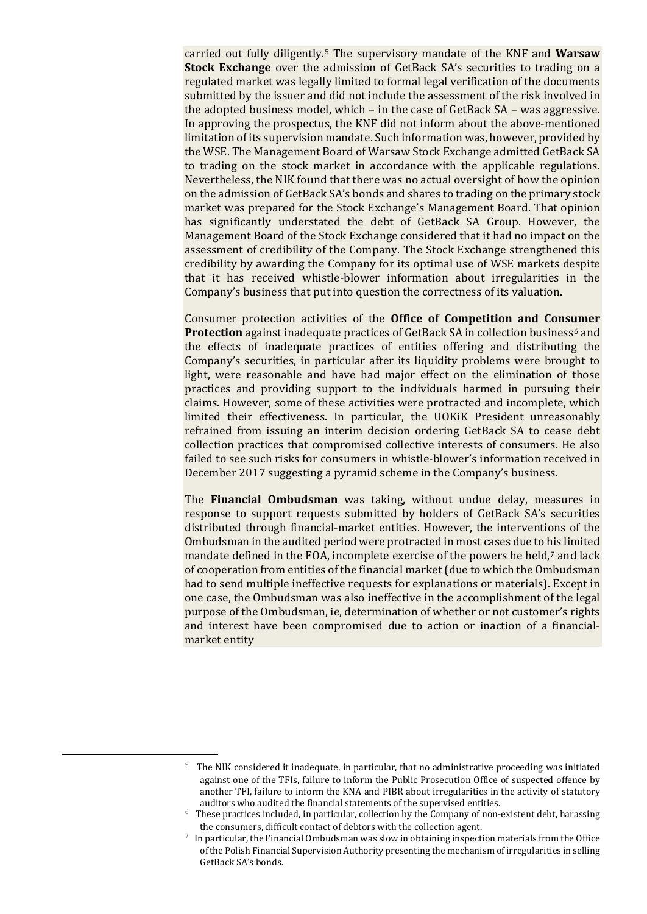carried out fully diligently.[5] The supervisory mandate of the KNF and **Warsaw Stock Exchange** over the admission of GetBack SA's securities to trading on a regulated market was legally limited to formal legal verification of the documents submitted by the issuer and did not include the assessment of the risk involved in the adopted business model, which – in the case of GetBack SA – was aggressive. In approving the prospectus, the KNF did not inform about the above-mentioned limitation of its supervision mandate. Such information was, however, provided by the WSE. The Management Board of Warsaw Stock Exchange admitted GetBack SA to trading on the stock market in accordance with the applicable regulations. Nevertheless, the NIK found that there was no actual oversight of how the opinion on the admission of GetBack SA's bonds and shares to trading on the primary stock market was prepared for the Stock Exchange's Management Board. That opinion has significantly understated the debt of GetBack SA Group. However, the Management Board of the Stock Exchange considered that it had no impact on the assessment of credibility of the Company. The Stock Exchange strengthened this credibility by awarding the Company for its optimal use of WSE markets despite that it has received whistle-blower information about irregularities in the Company's business that put into question the correctness of its valuation.

Consumer protection activities of the **Office of Competition and Consumer Protection** against inadequate practices of GetBack SA in collection business[6] and the effects of inadequate practices of entities offering and distributing the Company's securities, in particular after its liquidity problems were brought to light, were reasonable and have had major effect on the elimination of those practices and providing support to the individuals harmed in pursuing their claims. However, some of these activities were protracted and incomplete, which limited their effectiveness. In particular, the UOKiK President unreasonably refrained from issuing an interim decision ordering GetBack SA to cease debt collection practices that compromised collective interests of consumers. He also failed to see such risks for consumers in whistle-blower's information received in December 2017 suggesting a pyramid scheme in the Company's business.

The **Financial Ombudsman** was taking, without undue delay, measures in response to support requests submitted by holders of GetBack SA's securities distributed through financial-market entities. However, the interventions of the Ombudsman in the audited period were protracted in most cases due to his limited mandate defined in the FOA, incomplete exercise of the powers he held,[7] and lack of cooperation from entities of the financial market (due to which the Ombudsman had to send multiple ineffective requests for explanations or materials). Except in one case, the Ombudsman was also ineffective in the accomplishment of the legal purpose of the Ombudsman, ie, determination of whether or not customer's rights and interest have been compromised due to action or inaction of a financial-market entity

---

[5] The NIK considered it inadequate, in particular, that no administrative proceeding was initiated against one of the TFIs, failure to inform the Public Prosecution Office of suspected offence by another TFI, failure to inform the KNA and PIBR about irregularities in the activity of statutory auditors who audited the financial statements of the supervised entities.

[6] These practices included, in particular, collection by the Company of non-existent debt, harassing the consumers, difficult contact of debtors with the collection agent.

[7] In particular, the Financial Ombudsman was slow in obtaining inspection materials from the Office of the Polish Financial Supervision Authority presenting the mechanism of irregularities in selling GetBack SA's bonds.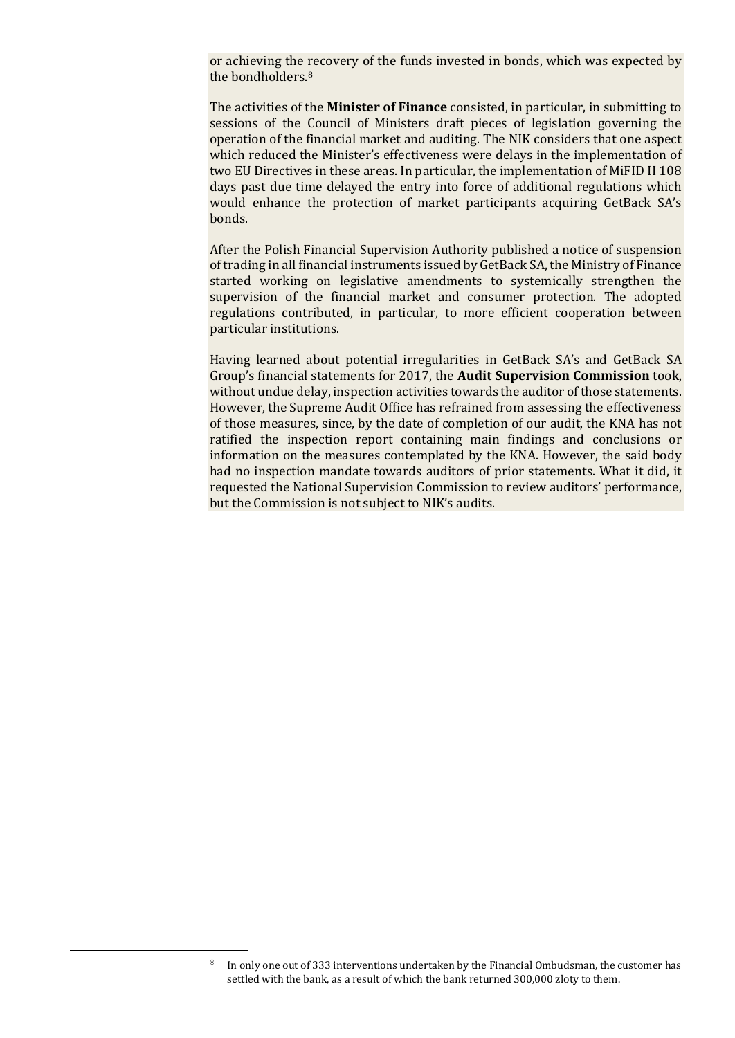or achieving the recovery of the funds invested in bonds, which was expected by the bondholders.[8]

The activities of the **Minister of Finance** consisted, in particular, in submitting to sessions of the Council of Ministers draft pieces of legislation governing the operation of the financial market and auditing. The NIK considers that one aspect which reduced the Minister's effectiveness were delays in the implementation of two EU Directives in these areas. In particular, the implementation of MiFID II 108 days past due time delayed the entry into force of additional regulations which would enhance the protection of market participants acquiring GetBack SA's bonds.

After the Polish Financial Supervision Authority published a notice of suspension of trading in all financial instruments issued by GetBack SA, the Ministry of Finance started working on legislative amendments to systemically strengthen the supervision of the financial market and consumer protection. The adopted regulations contributed, in particular, to more efficient cooperation between particular institutions.

Having learned about potential irregularities in GetBack SA's and GetBack SA Group's financial statements for 2017, the **Audit Supervision Commission** took, without undue delay, inspection activities towards the auditor of those statements. However, the Supreme Audit Office has refrained from assessing the effectiveness of those measures, since, by the date of completion of our audit, the KNA has not ratified the inspection report containing main findings and conclusions or information on the measures contemplated by the KNA. However, the said body had no inspection mandate towards auditors of prior statements. What it did, it requested the National Supervision Commission to review auditors' performance, but the Commission is not subject to NIK's audits.

---

[8] In only one out of 333 interventions undertaken by the Financial Ombudsman, the customer has settled with the bank, as a result of which the bank returned 300,000 zloty to them.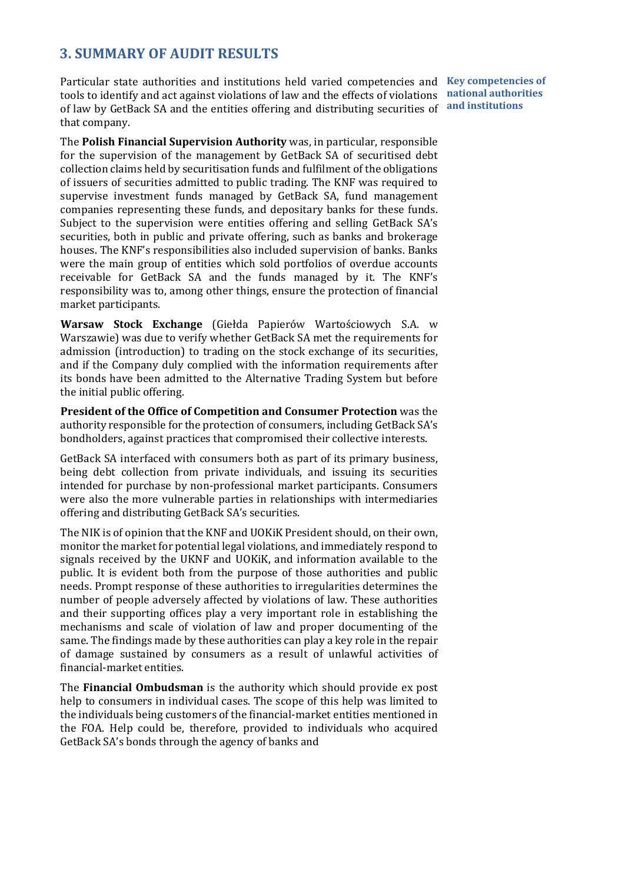## 3. SUMMARY OF AUDIT RESULTS

**Key competencies of national authorities and institutions**

Particular state authorities and institutions held varied competencies and tools to identify and act against violations of law and the effects of violations of law by GetBack SA and the entities offering and distributing securities of that company.

The **Polish Financial Supervision Authority** was, in particular, responsible for the supervision of the management by GetBack SA of securitised debt collection claims held by securitisation funds and fulfilment of the obligations of issuers of securities admitted to public trading. The KNF was required to supervise investment funds managed by GetBack SA, fund management companies representing these funds, and depositary banks for these funds. Subject to the supervision were entities offering and selling GetBack SA's securities, both in public and private offering, such as banks and brokerage houses. The KNF's responsibilities also included supervision of banks. Banks were the main group of entities which sold portfolios of overdue accounts receivable for GetBack SA and the funds managed by it. The KNF's responsibility was to, among other things, ensure the protection of financial market participants.

**Warsaw Stock Exchange** (Giełda Papierów Wartościowych S.A. w Warszawie) was due to verify whether GetBack SA met the requirements for admission (introduction) to trading on the stock exchange of its securities, and if the Company duly complied with the information requirements after its bonds have been admitted to the Alternative Trading System but before the initial public offering.

**President of the Office of Competition and Consumer Protection** was the authority responsible for the protection of consumers, including GetBack SA's bondholders, against practices that compromised their collective interests.

GetBack SA interfaced with consumers both as part of its primary business, being debt collection from private individuals, and issuing its securities intended for purchase by non-professional market participants. Consumers were also the more vulnerable parties in relationships with intermediaries offering and distributing GetBack SA's securities.

The NIK is of opinion that the KNF and UOKiK President should, on their own, monitor the market for potential legal violations, and immediately respond to signals received by the UKNF and UOKiK, and information available to the public. It is evident both from the purpose of those authorities and public needs. Prompt response of these authorities to irregularities determines the number of people adversely affected by violations of law. These authorities and their supporting offices play a very important role in establishing the mechanisms and scale of violation of law and proper documenting of the same. The findings made by these authorities can play a key role in the repair of damage sustained by consumers as a result of unlawful activities of financial-market entities.

The **Financial Ombudsman** is the authority which should provide ex post help to consumers in individual cases. The scope of this help was limited to the individuals being customers of the financial-market entities mentioned in the FOA. Help could be, therefore, provided to individuals who acquired GetBack SA's bonds through the agency of banks and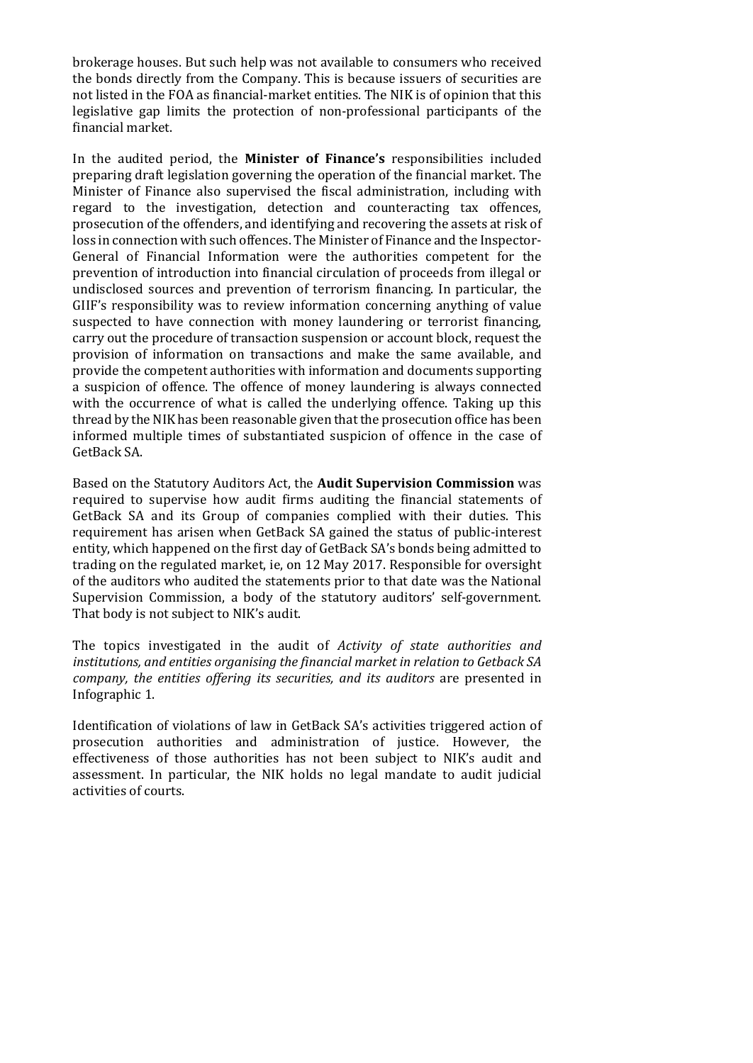brokerage houses. But such help was not available to consumers who received the bonds directly from the Company. This is because issuers of securities are not listed in the FOA as financial-market entities. The NIK is of opinion that this legislative gap limits the protection of non-professional participants of the financial market.

In the audited period, the **Minister of Finance's** responsibilities included preparing draft legislation governing the operation of the financial market. The Minister of Finance also supervised the fiscal administration, including with regard to the investigation, detection and counteracting tax offences, prosecution of the offenders, and identifying and recovering the assets at risk of loss in connection with such offences. The Minister of Finance and the Inspector-General of Financial Information were the authorities competent for the prevention of introduction into financial circulation of proceeds from illegal or undisclosed sources and prevention of terrorism financing. In particular, the GIIF's responsibility was to review information concerning anything of value suspected to have connection with money laundering or terrorist financing, carry out the procedure of transaction suspension or account block, request the provision of information on transactions and make the same available, and provide the competent authorities with information and documents supporting a suspicion of offence. The offence of money laundering is always connected with the occurrence of what is called the underlying offence. Taking up this thread by the NIK has been reasonable given that the prosecution office has been informed multiple times of substantiated suspicion of offence in the case of GetBack SA.

Based on the Statutory Auditors Act, the **Audit Supervision Commission** was required to supervise how audit firms auditing the financial statements of GetBack SA and its Group of companies complied with their duties. This requirement has arisen when GetBack SA gained the status of public-interest entity, which happened on the first day of GetBack SA's bonds being admitted to trading on the regulated market, ie, on 12 May 2017. Responsible for oversight of the auditors who audited the statements prior to that date was the National Supervision Commission, a body of the statutory auditors' self-government. That body is not subject to NIK's audit.

The topics investigated in the audit of *Activity of state authorities and institutions, and entities organising the financial market in relation to Getback SA company, the entities offering its securities, and its auditors* are presented in Infographic 1.

Identification of violations of law in GetBack SA's activities triggered action of prosecution authorities and administration of justice. However, the effectiveness of those authorities has not been subject to NIK's audit and assessment. In particular, the NIK holds no legal mandate to audit judicial activities of courts.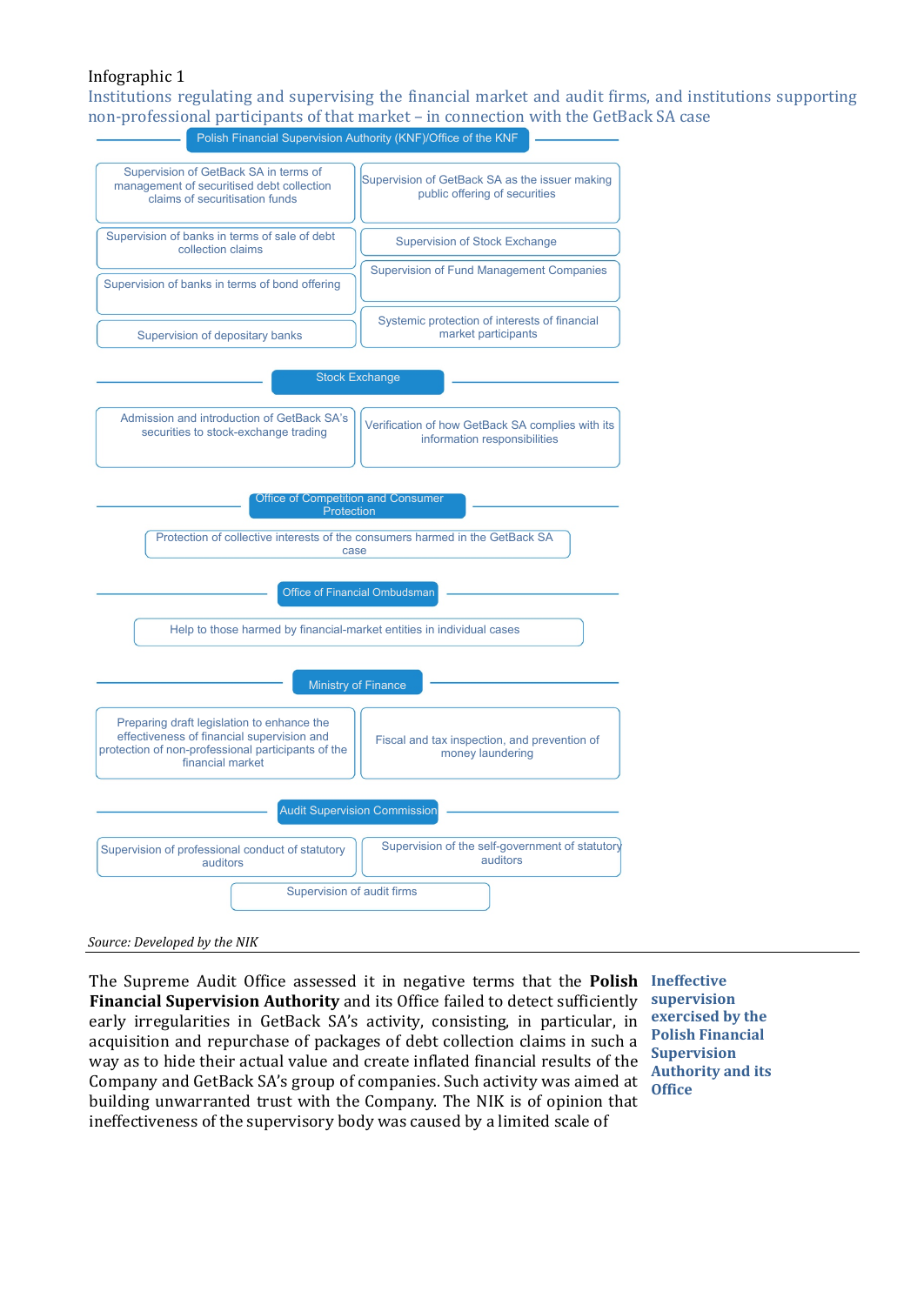Infographic 1

Institutions regulating and supervising the financial market and audit firms, and institutions supporting non-professional participants of that market – in connection with the GetBack SA case

**Polish Financial Supervision Authority (KNF)/Office of the KNF**

- Supervision of GetBack SA in terms of management of securitised debt collection claims of securitisation funds
- Supervision of GetBack SA as the issuer making public offering of securities
- Supervision of banks in terms of sale of debt collection claims
- Supervision of Stock Exchange
- Supervision of Fund Management Companies
- Supervision of banks in terms of bond offering
- Systemic protection of interests of financial market participants
- Supervision of depositary banks

**Stock Exchange**

- Admission and introduction of GetBack SA's securities to stock-exchange trading
- Verification of how GetBack SA complies with its information responsibilities

**Office of Competition and Consumer Protection**

- Protection of collective interests of the consumers harmed in the GetBack SA case

**Office of Financial Ombudsman**

- Help to those harmed by financial-market entities in individual cases

**Ministry of Finance**

- Preparing draft legislation to enhance the effectiveness of financial supervision and protection of non-professional participants of the financial market
- Fiscal and tax inspection, and prevention of money laundering

**Audit Supervision Commission**

- Supervision of professional conduct of statutory auditors
- Supervision of the self-government of statutory auditors
- Supervision of audit firms

*Source: Developed by the NIK*

**Ineffective supervision exercised by the Polish Financial Supervision Authority and its Office**

The Supreme Audit Office assessed it in negative terms that the **Polish Financial Supervision Authority** and its Office failed to detect sufficiently early irregularities in GetBack SA's activity, consisting, in particular, in acquisition and repurchase of packages of debt collection claims in such a way as to hide their actual value and create inflated financial results of the Company and GetBack SA's group of companies. Such activity was aimed at building unwarranted trust with the Company. The NIK is of opinion that ineffectiveness of the supervisory body was caused by a limited scale of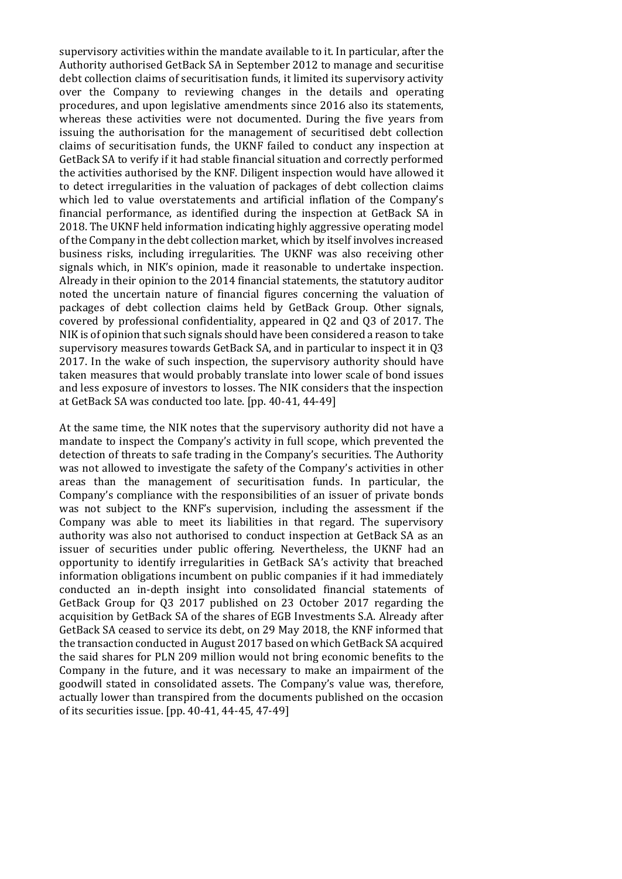supervisory activities within the mandate available to it. In particular, after the Authority authorised GetBack SA in September 2012 to manage and securitise debt collection claims of securitisation funds, it limited its supervisory activity over the Company to reviewing changes in the details and operating procedures, and upon legislative amendments since 2016 also its statements, whereas these activities were not documented. During the five years from issuing the authorisation for the management of securitised debt collection claims of securitisation funds, the UKNF failed to conduct any inspection at GetBack SA to verify if it had stable financial situation and correctly performed the activities authorised by the KNF. Diligent inspection would have allowed it to detect irregularities in the valuation of packages of debt collection claims which led to value overstatements and artificial inflation of the Company's financial performance, as identified during the inspection at GetBack SA in 2018. The UKNF held information indicating highly aggressive operating model of the Company in the debt collection market, which by itself involves increased business risks, including irregularities. The UKNF was also receiving other signals which, in NIK's opinion, made it reasonable to undertake inspection. Already in their opinion to the 2014 financial statements, the statutory auditor noted the uncertain nature of financial figures concerning the valuation of packages of debt collection claims held by GetBack Group. Other signals, covered by professional confidentiality, appeared in Q2 and Q3 of 2017. The NIK is of opinion that such signals should have been considered a reason to take supervisory measures towards GetBack SA, and in particular to inspect it in Q3 2017. In the wake of such inspection, the supervisory authority should have taken measures that would probably translate into lower scale of bond issues and less exposure of investors to losses. The NIK considers that the inspection at GetBack SA was conducted too late. [pp. 40-41, 44-49]

At the same time, the NIK notes that the supervisory authority did not have a mandate to inspect the Company's activity in full scope, which prevented the detection of threats to safe trading in the Company's securities. The Authority was not allowed to investigate the safety of the Company's activities in other areas than the management of securitisation funds. In particular, the Company's compliance with the responsibilities of an issuer of private bonds was not subject to the KNF's supervision, including the assessment if the Company was able to meet its liabilities in that regard. The supervisory authority was also not authorised to conduct inspection at GetBack SA as an issuer of securities under public offering. Nevertheless, the UKNF had an opportunity to identify irregularities in GetBack SA's activity that breached information obligations incumbent on public companies if it had immediately conducted an in-depth insight into consolidated financial statements of GetBack Group for Q3 2017 published on 23 October 2017 regarding the acquisition by GetBack SA of the shares of EGB Investments S.A. Already after GetBack SA ceased to service its debt, on 29 May 2018, the KNF informed that the transaction conducted in August 2017 based on which GetBack SA acquired the said shares for PLN 209 million would not bring economic benefits to the Company in the future, and it was necessary to make an impairment of the goodwill stated in consolidated assets. The Company's value was, therefore, actually lower than transpired from the documents published on the occasion of its securities issue. [pp. 40-41, 44-45, 47-49]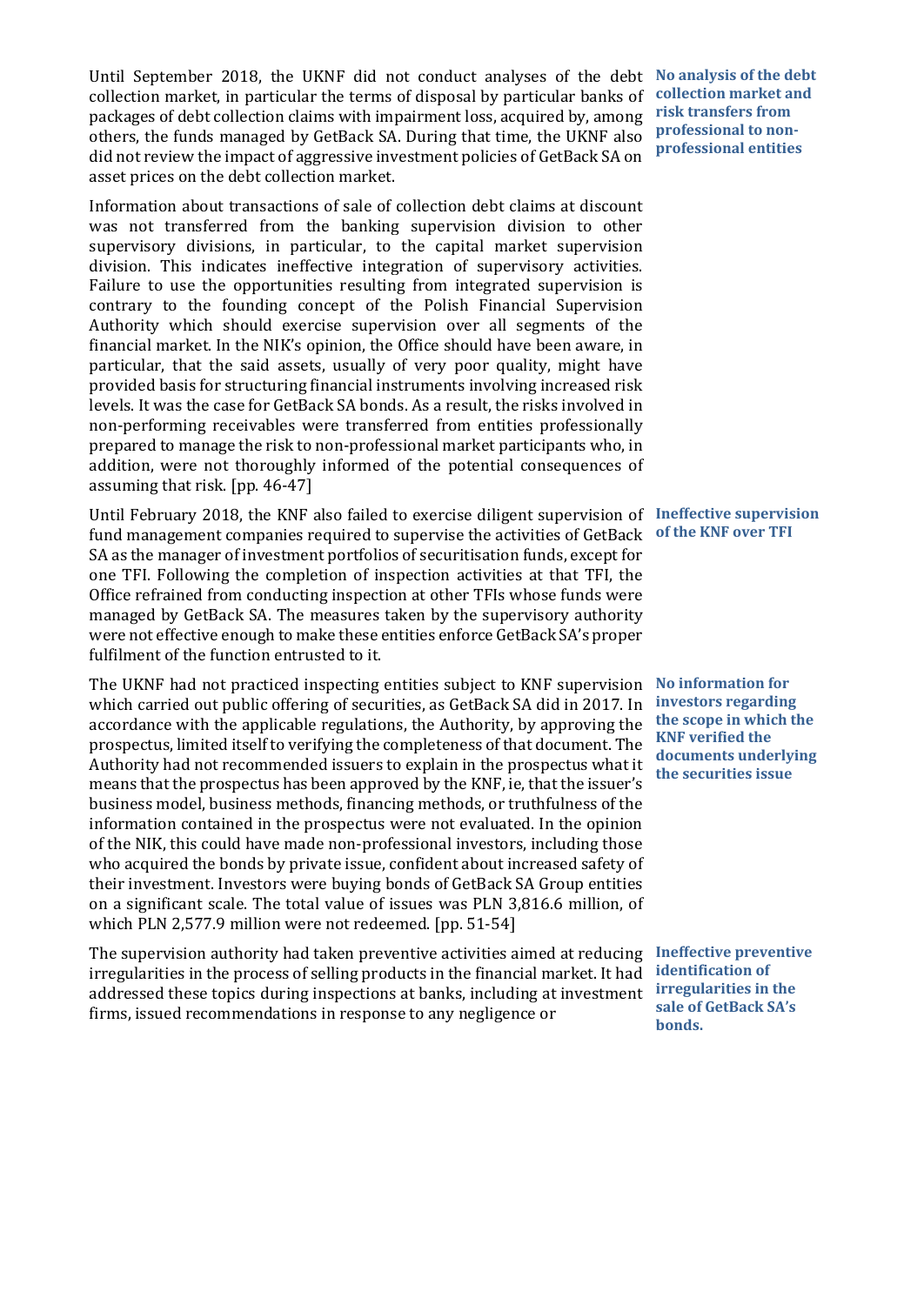**No analysis of the debt collection market and risk transfers from professional to non-professional entities**

Until September 2018, the UKNF did not conduct analyses of the debt collection market, in particular the terms of disposal by particular banks of packages of debt collection claims with impairment loss, acquired by, among others, the funds managed by GetBack SA. During that time, the UKNF also did not review the impact of aggressive investment policies of GetBack SA on asset prices on the debt collection market.

Information about transactions of sale of collection debt claims at discount was not transferred from the banking supervision division to other supervisory divisions, in particular, to the capital market supervision division. This indicates ineffective integration of supervisory activities. Failure to use the opportunities resulting from integrated supervision is contrary to the founding concept of the Polish Financial Supervision Authority which should exercise supervision over all segments of the financial market. In the NIK's opinion, the Office should have been aware, in particular, that the said assets, usually of very poor quality, might have provided basis for structuring financial instruments involving increased risk levels. It was the case for GetBack SA bonds. As a result, the risks involved in non-performing receivables were transferred from entities professionally prepared to manage the risk to non-professional market participants who, in addition, were not thoroughly informed of the potential consequences of assuming that risk. [pp. 46-47]

**Ineffective supervision of the KNF over TFI**

Until February 2018, the KNF also failed to exercise diligent supervision of fund management companies required to supervise the activities of GetBack SA as the manager of investment portfolios of securitisation funds, except for one TFI. Following the completion of inspection activities at that TFI, the Office refrained from conducting inspection at other TFIs whose funds were managed by GetBack SA. The measures taken by the supervisory authority were not effective enough to make these entities enforce GetBack SA's proper fulfilment of the function entrusted to it.

**No information for investors regarding the scope in which the KNF verified the documents underlying the securities issue**

The UKNF had not practiced inspecting entities subject to KNF supervision which carried out public offering of securities, as GetBack SA did in 2017. In accordance with the applicable regulations, the Authority, by approving the prospectus, limited itself to verifying the completeness of that document. The Authority had not recommended issuers to explain in the prospectus what it means that the prospectus has been approved by the KNF, ie, that the issuer's business model, business methods, financing methods, or truthfulness of the information contained in the prospectus were not evaluated. In the opinion of the NIK, this could have made non-professional investors, including those who acquired the bonds by private issue, confident about increased safety of their investment. Investors were buying bonds of GetBack SA Group entities on a significant scale. The total value of issues was PLN 3,816.6 million, of which PLN 2,577.9 million were not redeemed. [pp. 51-54]

**Ineffective preventive identification of irregularities in the sale of GetBack SA's bonds.**

The supervision authority had taken preventive activities aimed at reducing irregularities in the process of selling products in the financial market. It had addressed these topics during inspections at banks, including at investment firms, issued recommendations in response to any negligence or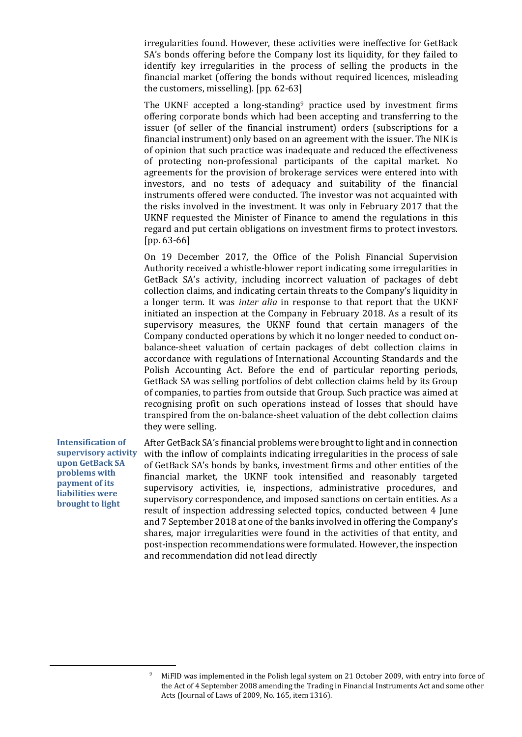irregularities found. However, these activities were ineffective for GetBack SA's bonds offering before the Company lost its liquidity, for they failed to identify key irregularities in the process of selling the products in the financial market (offering the bonds without required licences, misleading the customers, misselling). [pp. 62-63]

The UKNF accepted a long-standing[9] practice used by investment firms offering corporate bonds which had been accepting and transferring to the issuer (of seller of the financial instrument) orders (subscriptions for a financial instrument) only based on an agreement with the issuer. The NIK is of opinion that such practice was inadequate and reduced the effectiveness of protecting non-professional participants of the capital market. No agreements for the provision of brokerage services were entered into with investors, and no tests of adequacy and suitability of the financial instruments offered were conducted. The investor was not acquainted with the risks involved in the investment. It was only in February 2017 that the UKNF requested the Minister of Finance to amend the regulations in this regard and put certain obligations on investment firms to protect investors. [pp. 63-66]

On 19 December 2017, the Office of the Polish Financial Supervision Authority received a whistle-blower report indicating some irregularities in GetBack SA's activity, including incorrect valuation of packages of debt collection claims, and indicating certain threats to the Company's liquidity in a longer term. It was *inter alia* in response to that report that the UKNF initiated an inspection at the Company in February 2018. As a result of its supervisory measures, the UKNF found that certain managers of the Company conducted operations by which it no longer needed to conduct on-balance-sheet valuation of certain packages of debt collection claims in accordance with regulations of International Accounting Standards and the Polish Accounting Act. Before the end of particular reporting periods, GetBack SA was selling portfolios of debt collection claims held by its Group of companies, to parties from outside that Group. Such practice was aimed at recognising profit on such operations instead of losses that should have transpired from the on-balance-sheet valuation of the debt collection claims they were selling.

**Intensification of supervisory activity upon GetBack SA problems with payment of its liabilities were brought to light**

After GetBack SA's financial problems were brought to light and in connection with the inflow of complaints indicating irregularities in the process of sale of GetBack SA's bonds by banks, investment firms and other entities of the financial market, the UKNF took intensified and reasonably targeted supervisory activities, ie, inspections, administrative procedures, and supervisory correspondence, and imposed sanctions on certain entities. As a result of inspection addressing selected topics, conducted between 4 June and 7 September 2018 at one of the banks involved in offering the Company's shares, major irregularities were found in the activities of that entity, and post-inspection recommendations were formulated. However, the inspection and recommendation did not lead directly

[9] MiFID was implemented in the Polish legal system on 21 October 2009, with entry into force of the Act of 4 September 2008 amending the Trading in Financial Instruments Act and some other Acts (Journal of Laws of 2009, No. 165, item 1316).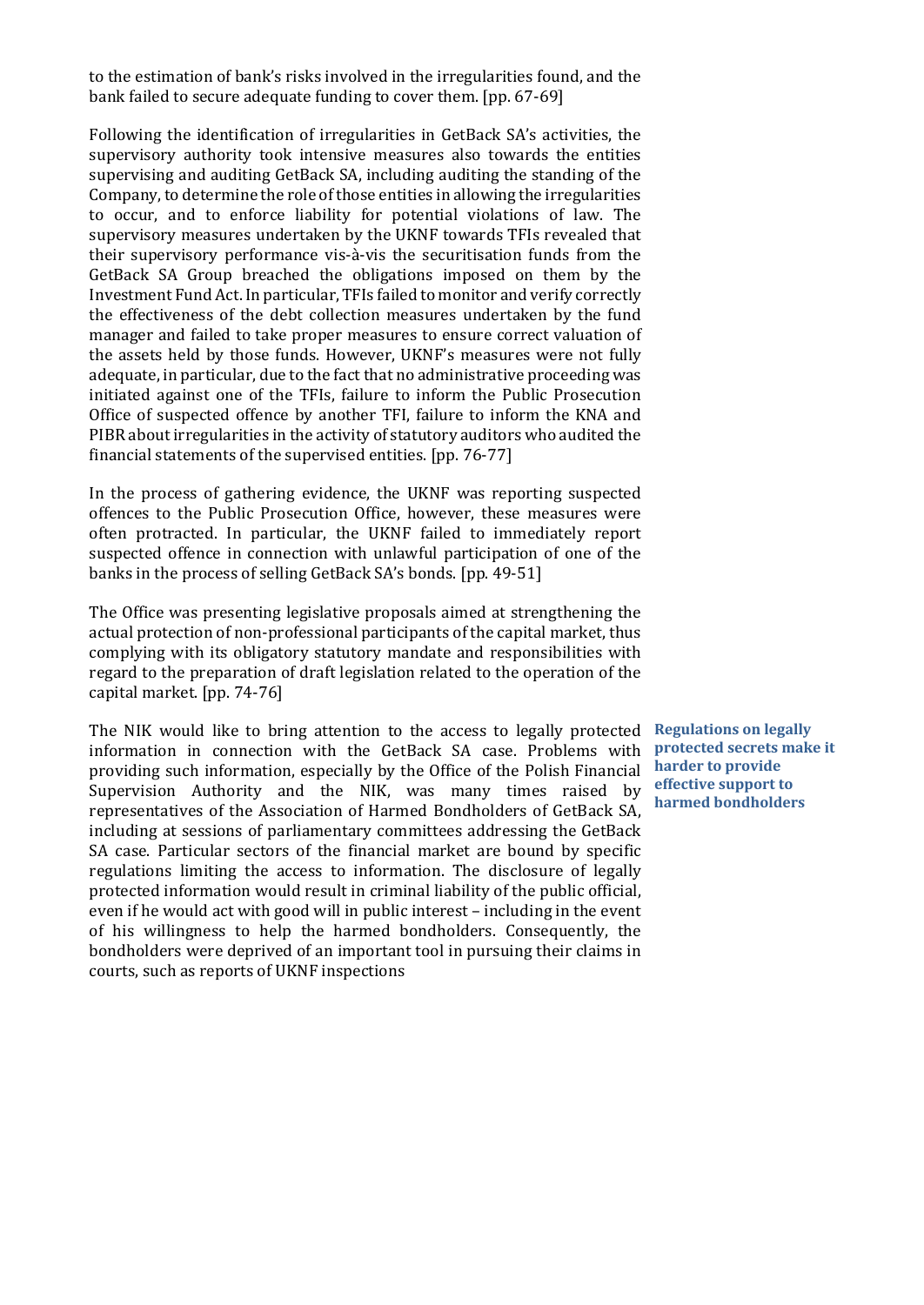to the estimation of bank's risks involved in the irregularities found, and the bank failed to secure adequate funding to cover them. [pp. 67-69]

Following the identification of irregularities in GetBack SA's activities, the supervisory authority took intensive measures also towards the entities supervising and auditing GetBack SA, including auditing the standing of the Company, to determine the role of those entities in allowing the irregularities to occur, and to enforce liability for potential violations of law. The supervisory measures undertaken by the UKNF towards TFIs revealed that their supervisory performance vis-à-vis the securitisation funds from the GetBack SA Group breached the obligations imposed on them by the Investment Fund Act. In particular, TFIs failed to monitor and verify correctly the effectiveness of the debt collection measures undertaken by the fund manager and failed to take proper measures to ensure correct valuation of the assets held by those funds. However, UKNF's measures were not fully adequate, in particular, due to the fact that no administrative proceeding was initiated against one of the TFIs, failure to inform the Public Prosecution Office of suspected offence by another TFI, failure to inform the KNA and PIBR about irregularities in the activity of statutory auditors who audited the financial statements of the supervised entities. [pp. 76-77]

In the process of gathering evidence, the UKNF was reporting suspected offences to the Public Prosecution Office, however, these measures were often protracted. In particular, the UKNF failed to immediately report suspected offence in connection with unlawful participation of one of the banks in the process of selling GetBack SA's bonds. [pp. 49-51]

The Office was presenting legislative proposals aimed at strengthening the actual protection of non-professional participants of the capital market, thus complying with its obligatory statutory mandate and responsibilities with regard to the preparation of draft legislation related to the operation of the capital market. [pp. 74-76]

**Regulations on legally protected secrets make it harder to provide effective support to harmed bondholders**

The NIK would like to bring attention to the access to legally protected information in connection with the GetBack SA case. Problems with providing such information, especially by the Office of the Polish Financial Supervision Authority and the NIK, was many times raised by representatives of the Association of Harmed Bondholders of GetBack SA, including at sessions of parliamentary committees addressing the GetBack SA case. Particular sectors of the financial market are bound by specific regulations limiting the access to information. The disclosure of legally protected information would result in criminal liability of the public official, even if he would act with good will in public interest – including in the event of his willingness to help the harmed bondholders. Consequently, the bondholders were deprived of an important tool in pursuing their claims in courts, such as reports of UKNF inspections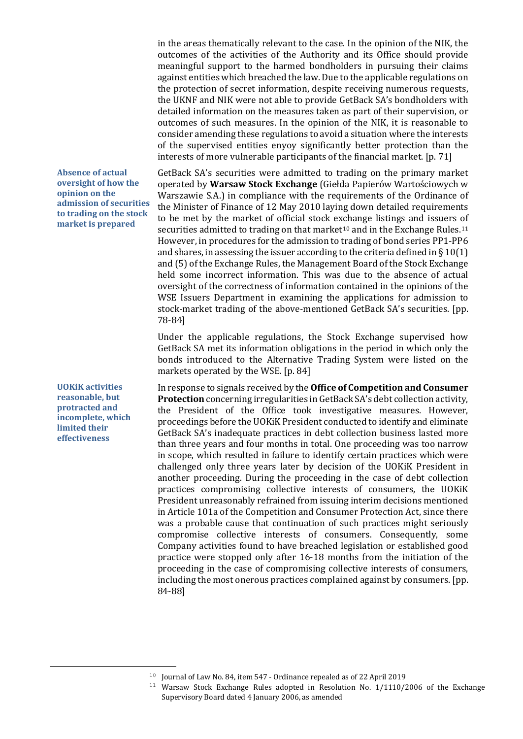in the areas thematically relevant to the case. In the opinion of the NIK, the outcomes of the activities of the Authority and its Office should provide meaningful support to the harmed bondholders in pursuing their claims against entities which breached the law. Due to the applicable regulations on the protection of secret information, despite receiving numerous requests, the UKNF and NIK were not able to provide GetBack SA's bondholders with detailed information on the measures taken as part of their supervision, or outcomes of such measures. In the opinion of the NIK, it is reasonable to consider amending these regulations to avoid a situation where the interests of the supervised entities enyoy significantly better protection than the interests of more vulnerable participants of the financial market. [p. 71]

**Absence of actual oversight of how the opinion on the admission of securities to trading on the stock market is prepared**

GetBack SA's securities were admitted to trading on the primary market operated by **Warsaw Stock Exchange** (Giełda Papierów Wartościowych w Warszawie S.A.) in compliance with the requirements of the Ordinance of the Minister of Finance of 12 May 2010 laying down detailed requirements to be met by the market of official stock exchange listings and issuers of securities admitted to trading on that market[10] and in the Exchange Rules.[11] However, in procedures for the admission to trading of bond series PP1-PP6 and shares, in assessing the issuer according to the criteria defined in § 10(1) and (5) of the Exchange Rules, the Management Board of the Stock Exchange held some incorrect information. This was due to the absence of actual oversight of the correctness of information contained in the opinions of the WSE Issuers Department in examining the applications for admission to stock-market trading of the above-mentioned GetBack SA's securities. [pp. 78-84]

Under the applicable regulations, the Stock Exchange supervised how GetBack SA met its information obligations in the period in which only the bonds introduced to the Alternative Trading System were listed on the markets operated by the WSE. [p. 84]

**UOKiK activities reasonable, but protracted and incomplete, which limited their effectiveness**

In response to signals received by the **Office of Competition and Consumer Protection** concerning irregularities in GetBack SA's debt collection activity, the President of the Office took investigative measures. However, proceedings before the UOKiK President conducted to identify and eliminate GetBack SA's inadequate practices in debt collection business lasted more than three years and four months in total. One proceeding was too narrow in scope, which resulted in failure to identify certain practices which were challenged only three years later by decision of the UOKiK President in another proceeding. During the proceeding in the case of debt collection practices compromising collective interests of consumers, the UOKiK President unreasonably refrained from issuing interim decisions mentioned in Article 101a of the Competition and Consumer Protection Act, since there was a probable cause that continuation of such practices might seriously compromise collective interests of consumers. Consequently, some Company activities found to have breached legislation or established good practice were stopped only after 16-18 months from the initiation of the proceeding in the case of compromising collective interests of consumers, including the most onerous practices complained against by consumers. [pp. 84-88]

---

[10] Journal of Law No. 84, item 547 - Ordinance repealed as of 22 April 2019

[11] Warsaw Stock Exchange Rules adopted in Resolution No. 1/1110/2006 of the Exchange Supervisory Board dated 4 January 2006, as amended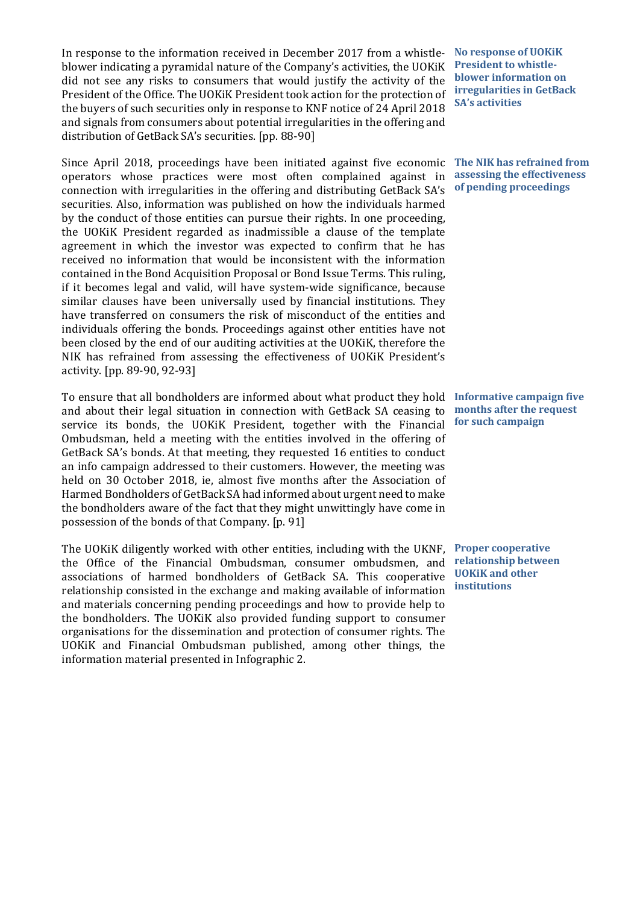**No response of UOKiK President to whistle-blower information on irregularities in GetBack SA's activities**

In response to the information received in December 2017 from a whistle-blower indicating a pyramidal nature of the Company's activities, the UOKiK did not see any risks to consumers that would justify the activity of the President of the Office. The UOKiK President took action for the protection of the buyers of such securities only in response to KNF notice of 24 April 2018 and signals from consumers about potential irregularities in the offering and distribution of GetBack SA's securities. [pp. 88-90]

**The NIK has refrained from assessing the effectiveness of pending proceedings**

Since April 2018, proceedings have been initiated against five economic operators whose practices were most often complained against in connection with irregularities in the offering and distributing GetBack SA's securities. Also, information was published on how the individuals harmed by the conduct of those entities can pursue their rights. In one proceeding, the UOKiK President regarded as inadmissible a clause of the template agreement in which the investor was expected to confirm that he has received no information that would be inconsistent with the information contained in the Bond Acquisition Proposal or Bond Issue Terms. This ruling, if it becomes legal and valid, will have system-wide significance, because similar clauses have been universally used by financial institutions. They have transferred on consumers the risk of misconduct of the entities and individuals offering the bonds. Proceedings against other entities have not been closed by the end of our auditing activities at the UOKiK, therefore the NIK has refrained from assessing the effectiveness of UOKiK President's activity. [pp. 89-90, 92-93]

**Informative campaign five months after the request for such campaign**

To ensure that all bondholders are informed about what product they hold and about their legal situation in connection with GetBack SA ceasing to service its bonds, the UOKiK President, together with the Financial Ombudsman, held a meeting with the entities involved in the offering of GetBack SA's bonds. At that meeting, they requested 16 entities to conduct an info campaign addressed to their customers. However, the meeting was held on 30 October 2018, ie, almost five months after the Association of Harmed Bondholders of GetBack SA had informed about urgent need to make the bondholders aware of the fact that they might unwittingly have come in possession of the bonds of that Company. [p. 91]

**Proper cooperative relationship between UOKiK and other institutions**

The UOKiK diligently worked with other entities, including with the UKNF, the Office of the Financial Ombudsman, consumer ombudsmen, and associations of harmed bondholders of GetBack SA. This cooperative relationship consisted in the exchange and making available of information and materials concerning pending proceedings and how to provide help to the bondholders. The UOKiK also provided funding support to consumer organisations for the dissemination and protection of consumer rights. The UOKiK and Financial Ombudsman published, among other things, the information material presented in Infographic 2.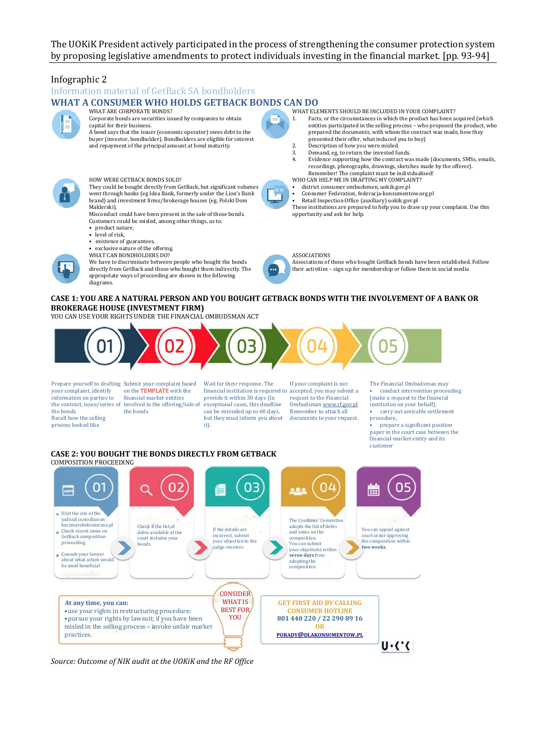The UOKiK President actively participated in the process of strengthening the consumer protection system by proposing legislative amendments to protect individuals investing in the financial market. [pp. 93-94]

Infographic 2

Information material of GetBack SA bondholders

## WHAT A CONSUMER WHO HOLDS GETBACK BONDS CAN DO

WHAT ARE CORPORATE BONDS?

Corporate bonds are securities issued by companies to obtain capital for their business.

A bond says that the issuer (economic operator) owes debt to the buyer (investor, bondholder). Bondholders are eligible for interest and repayment of the principal amount at bond maturity.

HOW WERE GETBACK BONDS SOLD?

They could be bought directly from GetBack, but significant volumes went through banks (eg Idea Bank, formerly under the Lion's Bank brand) and investment firms/brokerage houses (eg, Polski Dom Maklerski).

Misconduct could have been present in the sale of those bonds. Customers could be misled, among other things, as to:

- product nature,
- level of risk,
- existence of guarantees,
- exclusive nature of the offering.

WHAT CAN BONDHOLDERS DO?

We have to discriminate between people who bought the bonds directly from GetBack and those who bought them indirectly. The appropriate ways of proceeding are shown in the following diagrams.

WHAT ELEMENTS SHOULD BE INCLUDED IN YOUR COMPLAINT?

1. Facts, or the circumstances in which the product has been acquired (which entities participated in the selling process – who proposed the product, who prepared the documents, with whom the contract was made, how they presented their offer, what induced you to buy)
2. Description of how you were misled.
3. Demand, eg, to return the invested funds.
4. Evidence supporting how the contract was made (documents, SMSs, emails, recordings, photographs, drawings, sketches made by the offeror).

Remember! The complaint must be individualised!

WHO CAN HELP ME IN DRAFTING MY COMPLAINT?

- district consumer ombudsmen, uokik.gov.pl
- Consumer Federation, federacja-konsumentow.org.pl
- Retail Inspection Office (auxiliary) uokik.gov.pl

These institutions are prepared to help you to draw up your complaint. Use this opportunity and ask for help.

ASSOCIATIONS

Associations of those who bought GetBack bonds have been established. Follow their activities – sign up for membership or follow them in social media

### CASE 1: YOU ARE A NATURAL PERSON AND YOU BOUGHT GETBACK BONDS WITH THE INVOLVEMENT OF A BANK OR BROKERAGE HOUSE (INVESTMENT FIRM)

YOU CAN USE YOUR RIGHTS UNDER THE FINANCIAL OMBUDSMAN ACT

01 – Prepare yourself to drafting your complaint, identify information on parties to the contract, issue/series of the bonds. Recall how the selling process looked like

02 – Submit your complaint based on the TEMPLATE with the financial market entities involved in the offering/sale of the bonds

03 – Wait for their response. The financial institution is required to provide it within 30 days (In exceptional cases, this deadline can be extended up to 60 days, but they must inform you about it).

04 – If your complaint is not accepted, you may submit a request to the Financial Ombudsman www.rf.gov.pl Remember to attach all documents to your request.

05 – The Financial Ombudsman may

- conduct intervention proceeding (make a request to the financial institution on your behalf),
- carry out amicable settlement procedure,
- prepare a significant position paper in the court case between the financial-market entity and its customer

### CASE 2: YOU BOUGHT THE BONDS DIRECTLY FROM GETBACK

COMPOSITION PROCEEDING

01
- Visit the site of the judicial custodian on: kaczmarekskonieczna.pl
- Check recent news on GetBack composition proceeding
- Consult your lawyer about what action would be most beneficial

02 – Check if the list of debts available at the court includes your bonds.

03 – If the details are incorrect, submit your objection to the judge-receiver.

04 – The Creditors' Committee adopts the list of debts and votes on the composition. You can submit your objections within **seven days** from adopting the composition.

05 – You can appeal against court order approving the composition within **two weeks**.

**At any time, you can:**

- use your rights in restructuring procedure;
- pursue your rights by lawsuit; if you have been misled in the selling process – invoke unfair market practices.

CONSIDER WHAT IS BEST FOR YOU

**GET FIRST AID BY CALLING CONSUMER HOTLINE**
**801 440 220 / 22 290 89 16**
**OR**
**PORADY@DLAKONSUMENTOW.PL**

*Source: Outcome of NIK audit at the UOKiK and the RF Office*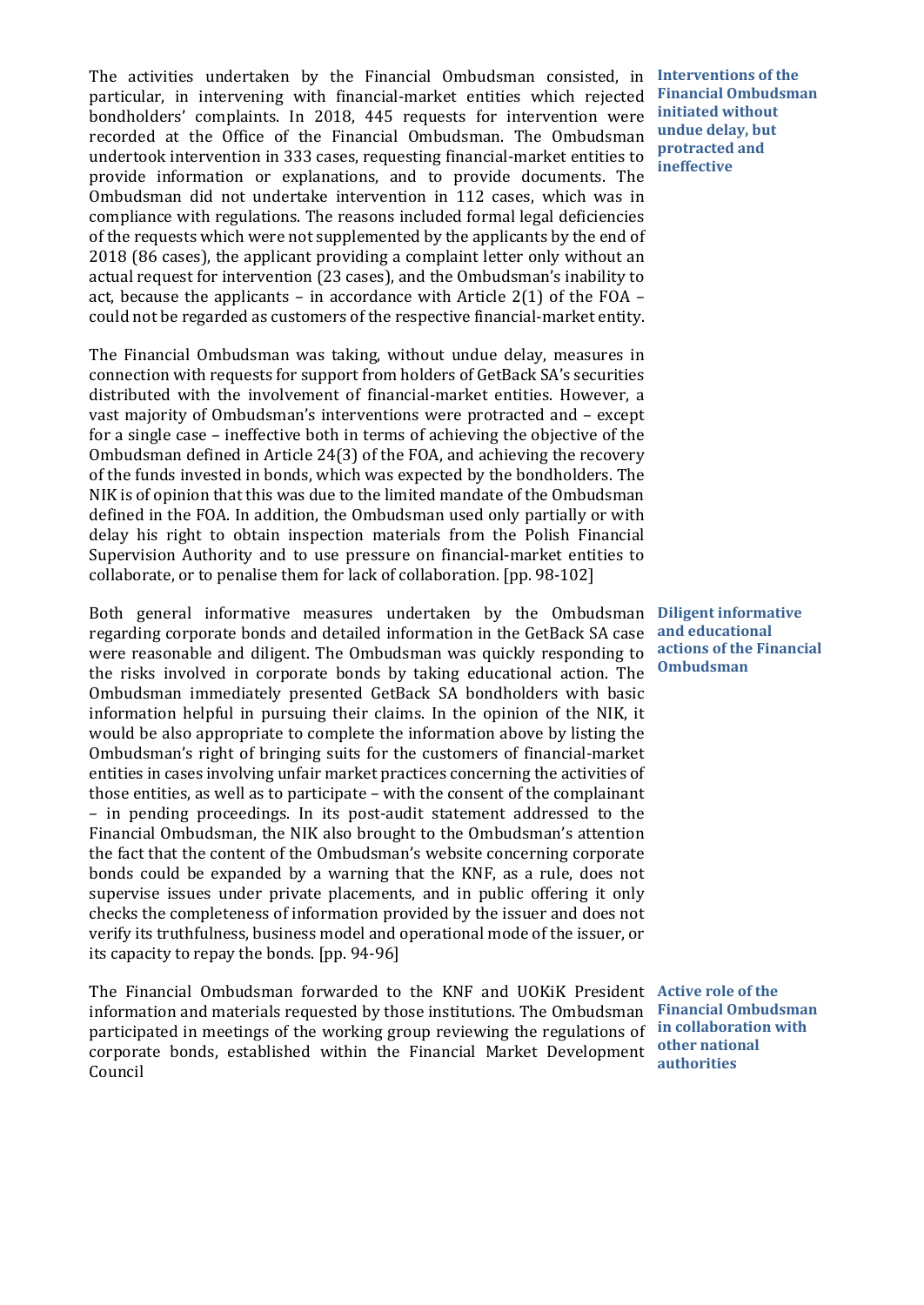**Interventions of the Financial Ombudsman initiated without undue delay, but protracted and ineffective**

The activities undertaken by the Financial Ombudsman consisted, in particular, in intervening with financial-market entities which rejected bondholders' complaints. In 2018, 445 requests for intervention were recorded at the Office of the Financial Ombudsman. The Ombudsman undertook intervention in 333 cases, requesting financial-market entities to provide information or explanations, and to provide documents. The Ombudsman did not undertake intervention in 112 cases, which was in compliance with regulations. The reasons included formal legal deficiencies of the requests which were not supplemented by the applicants by the end of 2018 (86 cases), the applicant providing a complaint letter only without an actual request for intervention (23 cases), and the Ombudsman's inability to act, because the applicants – in accordance with Article 2(1) of the FOA – could not be regarded as customers of the respective financial-market entity.

The Financial Ombudsman was taking, without undue delay, measures in connection with requests for support from holders of GetBack SA's securities distributed with the involvement of financial-market entities. However, a vast majority of Ombudsman's interventions were protracted and – except for a single case – ineffective both in terms of achieving the objective of the Ombudsman defined in Article 24(3) of the FOA, and achieving the recovery of the funds invested in bonds, which was expected by the bondholders. The NIK is of opinion that this was due to the limited mandate of the Ombudsman defined in the FOA. In addition, the Ombudsman used only partially or with delay his right to obtain inspection materials from the Polish Financial Supervision Authority and to use pressure on financial-market entities to collaborate, or to penalise them for lack of collaboration. [pp. 98-102]

**Diligent informative and educational actions of the Financial Ombudsman**

Both general informative measures undertaken by the Ombudsman regarding corporate bonds and detailed information in the GetBack SA case were reasonable and diligent. The Ombudsman was quickly responding to the risks involved in corporate bonds by taking educational action. The Ombudsman immediately presented GetBack SA bondholders with basic information helpful in pursuing their claims. In the opinion of the NIK, it would be also appropriate to complete the information above by listing the Ombudsman's right of bringing suits for the customers of financial-market entities in cases involving unfair market practices concerning the activities of those entities, as well as to participate – with the consent of the complainant – in pending proceedings. In its post-audit statement addressed to the Financial Ombudsman, the NIK also brought to the Ombudsman's attention the fact that the content of the Ombudsman's website concerning corporate bonds could be expanded by a warning that the KNF, as a rule, does not supervise issues under private placements, and in public offering it only checks the completeness of information provided by the issuer and does not verify its truthfulness, business model and operational mode of the issuer, or its capacity to repay the bonds. [pp. 94-96]

**Active role of the Financial Ombudsman in collaboration with other national authorities**

The Financial Ombudsman forwarded to the KNF and UOKiK President information and materials requested by those institutions. The Ombudsman participated in meetings of the working group reviewing the regulations of corporate bonds, established within the Financial Market Development Council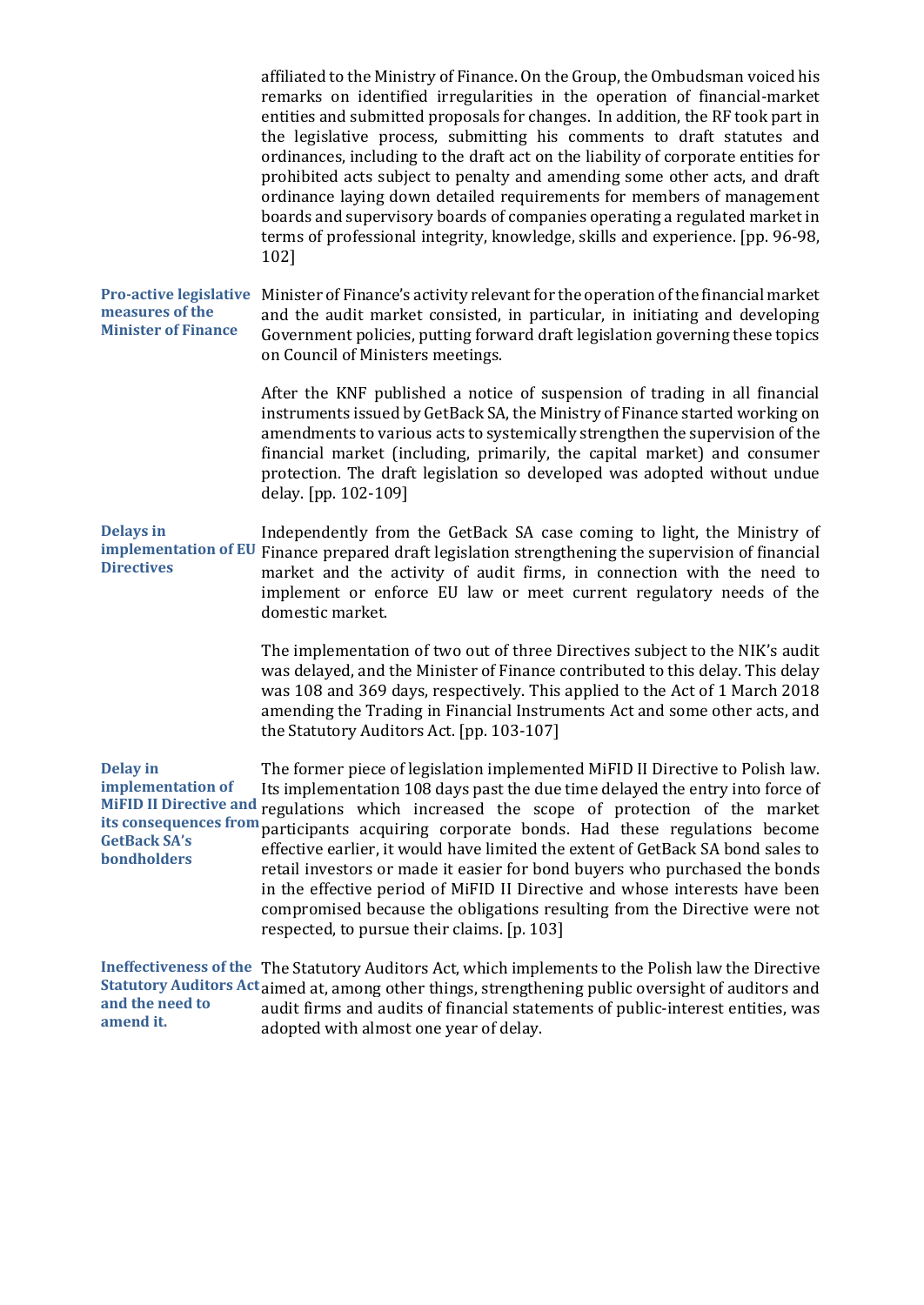affiliated to the Ministry of Finance. On the Group, the Ombudsman voiced his remarks on identified irregularities in the operation of financial-market entities and submitted proposals for changes. In addition, the RF took part in the legislative process, submitting his comments to draft statutes and ordinances, including to the draft act on the liability of corporate entities for prohibited acts subject to penalty and amending some other acts, and draft ordinance laying down detailed requirements for members of management boards and supervisory boards of companies operating a regulated market in terms of professional integrity, knowledge, skills and experience. [pp. 96-98, 102]

**Pro-active legislative measures of the Minister of Finance**

Minister of Finance's activity relevant for the operation of the financial market and the audit market consisted, in particular, in initiating and developing Government policies, putting forward draft legislation governing these topics on Council of Ministers meetings.

After the KNF published a notice of suspension of trading in all financial instruments issued by GetBack SA, the Ministry of Finance started working on amendments to various acts to systemically strengthen the supervision of the financial market (including, primarily, the capital market) and consumer protection. The draft legislation so developed was adopted without undue delay. [pp. 102-109]

**Delays in implementation of EU Directives**

Independently from the GetBack SA case coming to light, the Ministry of Finance prepared draft legislation strengthening the supervision of financial market and the activity of audit firms, in connection with the need to implement or enforce EU law or meet current regulatory needs of the domestic market.

The implementation of two out of three Directives subject to the NIK's audit was delayed, and the Minister of Finance contributed to this delay. This delay was 108 and 369 days, respectively. This applied to the Act of 1 March 2018 amending the Trading in Financial Instruments Act and some other acts, and the Statutory Auditors Act. [pp. 103-107]

**Delay in implementation of MiFID II Directive and its consequences from GetBack SA's bondholders**

The former piece of legislation implemented MiFID II Directive to Polish law. Its implementation 108 days past the due time delayed the entry into force of regulations which increased the scope of protection of the market participants acquiring corporate bonds. Had these regulations become effective earlier, it would have limited the extent of GetBack SA bond sales to retail investors or made it easier for bond buyers who purchased the bonds in the effective period of MiFID II Directive and whose interests have been compromised because the obligations resulting from the Directive were not respected, to pursue their claims. [p. 103]

**Ineffectiveness of the Statutory Auditors Act and the need to amend it.**

The Statutory Auditors Act, which implements to the Polish law the Directive aimed at, among other things, strengthening public oversight of auditors and audit firms and audits of financial statements of public-interest entities, was adopted with almost one year of delay.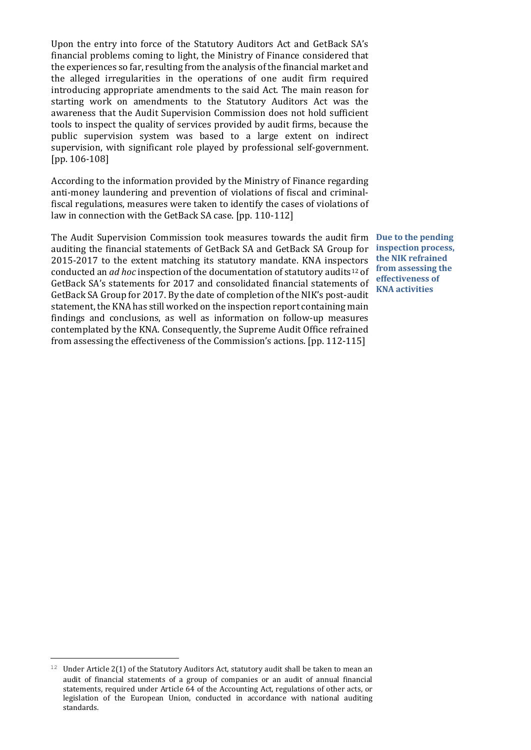Upon the entry into force of the Statutory Auditors Act and GetBack SA's financial problems coming to light, the Ministry of Finance considered that the experiences so far, resulting from the analysis of the financial market and the alleged irregularities in the operations of one audit firm required introducing appropriate amendments to the said Act. The main reason for starting work on amendments to the Statutory Auditors Act was the awareness that the Audit Supervision Commission does not hold sufficient tools to inspect the quality of services provided by audit firms, because the public supervision system was based to a large extent on indirect supervision, with significant role played by professional self-government. [pp. 106-108]

According to the information provided by the Ministry of Finance regarding anti-money laundering and prevention of violations of fiscal and criminal-fiscal regulations, measures were taken to identify the cases of violations of law in connection with the GetBack SA case. [pp. 110-112]

**Due to the pending inspection process, the NIK refrained from assessing the effectiveness of KNA activities**

The Audit Supervision Commission took measures towards the audit firm auditing the financial statements of GetBack SA and GetBack SA Group for 2015-2017 to the extent matching its statutory mandate. KNA inspectors conducted an *ad hoc* inspection of the documentation of statutory audits[12] of GetBack SA's statements for 2017 and consolidated financial statements of GetBack SA Group for 2017. By the date of completion of the NIK's post-audit statement, the KNA has still worked on the inspection report containing main findings and conclusions, as well as information on follow-up measures contemplated by the KNA. Consequently, the Supreme Audit Office refrained from assessing the effectiveness of the Commission's actions. [pp. 112-115]

---

[12] Under Article 2(1) of the Statutory Auditors Act, statutory audit shall be taken to mean an audit of financial statements of a group of companies or an audit of annual financial statements, required under Article 64 of the Accounting Act, regulations of other acts, or legislation of the European Union, conducted in accordance with national auditing standards.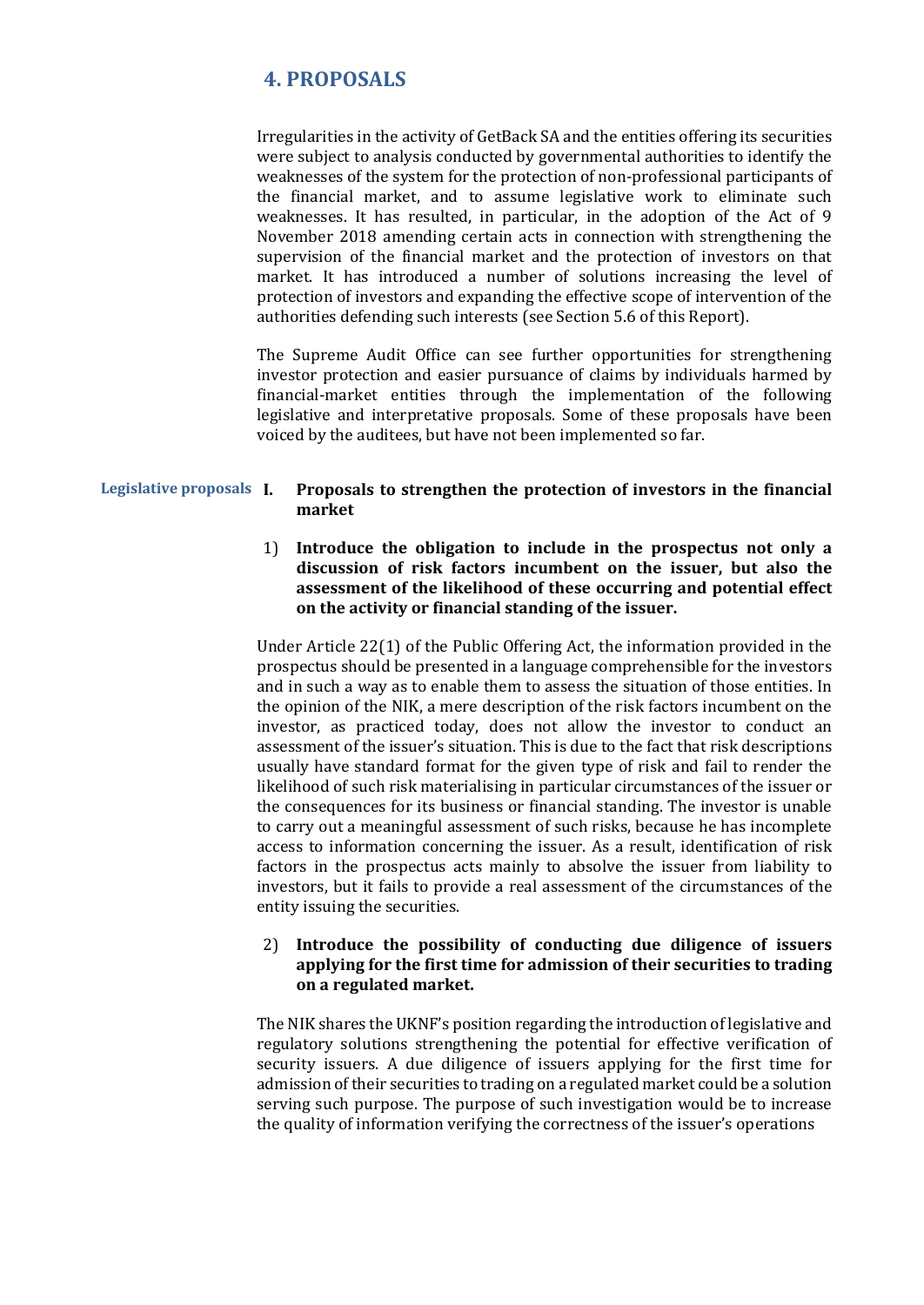## 4. PROPOSALS

Irregularities in the activity of GetBack SA and the entities offering its securities were subject to analysis conducted by governmental authorities to identify the weaknesses of the system for the protection of non-professional participants of the financial market, and to assume legislative work to eliminate such weaknesses. It has resulted, in particular, in the adoption of the Act of 9 November 2018 amending certain acts in connection with strengthening the supervision of the financial market and the protection of investors on that market. It has introduced a number of solutions increasing the level of protection of investors and expanding the effective scope of intervention of the authorities defending such interests (see Section 5.6 of this Report).

The Supreme Audit Office can see further opportunities for strengthening investor protection and easier pursuance of claims by individuals harmed by financial-market entities through the implementation of the following legislative and interpretative proposals. Some of these proposals have been voiced by the auditees, but have not been implemented so far.

**Legislative proposals**

**I. Proposals to strengthen the protection of investors in the financial market**

1) **Introduce the obligation to include in the prospectus not only a discussion of risk factors incumbent on the issuer, but also the assessment of the likelihood of these occurring and potential effect on the activity or financial standing of the issuer.**

Under Article 22(1) of the Public Offering Act, the information provided in the prospectus should be presented in a language comprehensible for the investors and in such a way as to enable them to assess the situation of those entities. In the opinion of the NIK, a mere description of the risk factors incumbent on the investor, as practiced today, does not allow the investor to conduct an assessment of the issuer's situation. This is due to the fact that risk descriptions usually have standard format for the given type of risk and fail to render the likelihood of such risk materialising in particular circumstances of the issuer or the consequences for its business or financial standing. The investor is unable to carry out a meaningful assessment of such risks, because he has incomplete access to information concerning the issuer. As a result, identification of risk factors in the prospectus acts mainly to absolve the issuer from liability to investors, but it fails to provide a real assessment of the circumstances of the entity issuing the securities.

2) **Introduce the possibility of conducting due diligence of issuers applying for the first time for admission of their securities to trading on a regulated market.**

The NIK shares the UKNF's position regarding the introduction of legislative and regulatory solutions strengthening the potential for effective verification of security issuers. A due diligence of issuers applying for the first time for admission of their securities to trading on a regulated market could be a solution serving such purpose. The purpose of such investigation would be to increase the quality of information verifying the correctness of the issuer's operations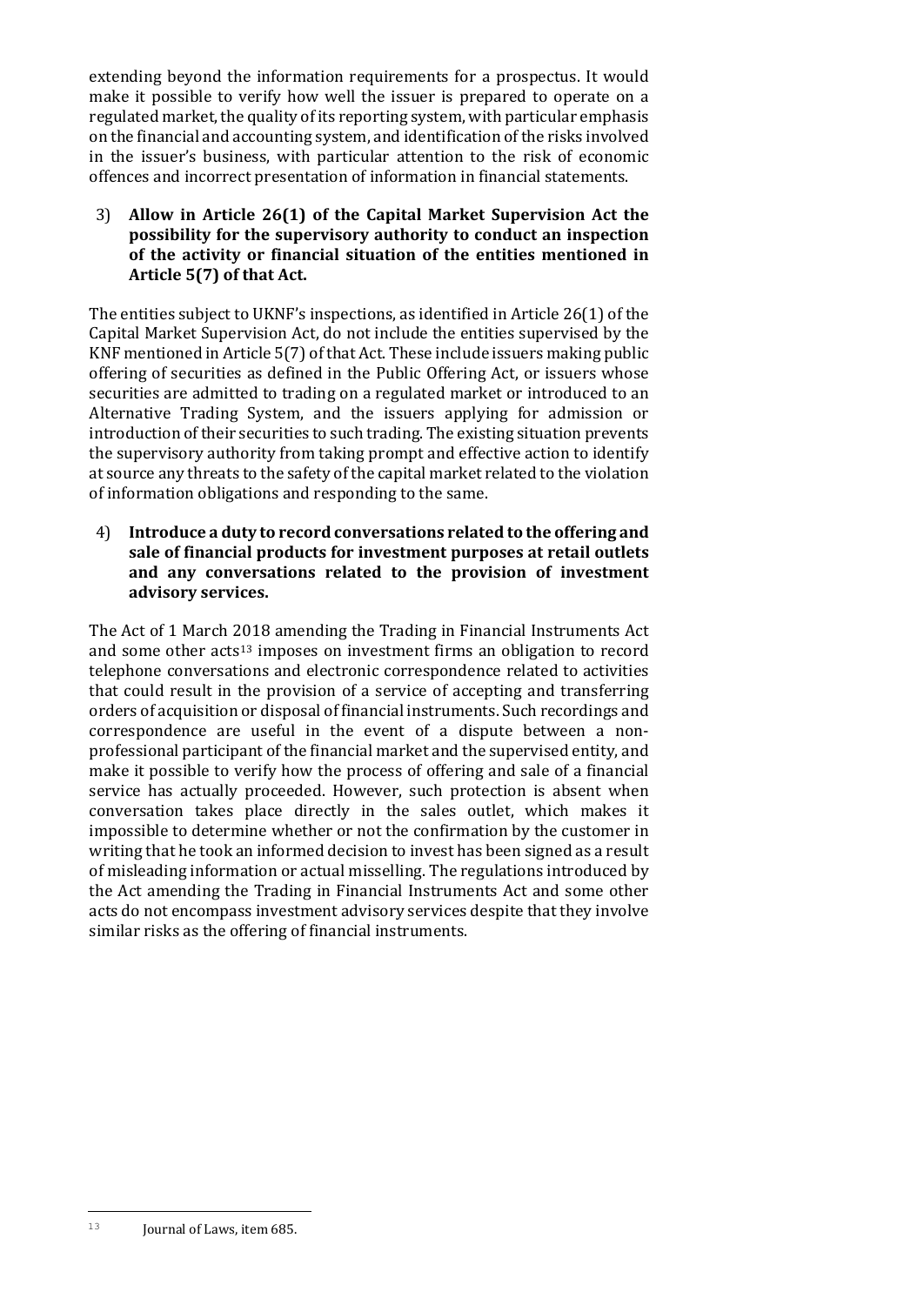extending beyond the information requirements for a prospectus. It would make it possible to verify how well the issuer is prepared to operate on a regulated market, the quality of its reporting system, with particular emphasis on the financial and accounting system, and identification of the risks involved in the issuer's business, with particular attention to the risk of economic offences and incorrect presentation of information in financial statements.

3) **Allow in Article 26(1) of the Capital Market Supervision Act the possibility for the supervisory authority to conduct an inspection of the activity or financial situation of the entities mentioned in Article 5(7) of that Act.**

The entities subject to UKNF's inspections, as identified in Article 26(1) of the Capital Market Supervision Act, do not include the entities supervised by the KNF mentioned in Article 5(7) of that Act. These include issuers making public offering of securities as defined in the Public Offering Act, or issuers whose securities are admitted to trading on a regulated market or introduced to an Alternative Trading System, and the issuers applying for admission or introduction of their securities to such trading. The existing situation prevents the supervisory authority from taking prompt and effective action to identify at source any threats to the safety of the capital market related to the violation of information obligations and responding to the same.

4) **Introduce a duty to record conversations related to the offering and sale of financial products for investment purposes at retail outlets and any conversations related to the provision of investment advisory services.**

The Act of 1 March 2018 amending the Trading in Financial Instruments Act and some other acts[13] imposes on investment firms an obligation to record telephone conversations and electronic correspondence related to activities that could result in the provision of a service of accepting and transferring orders of acquisition or disposal of financial instruments. Such recordings and correspondence are useful in the event of a dispute between a non-professional participant of the financial market and the supervised entity, and make it possible to verify how the process of offering and sale of a financial service has actually proceeded. However, such protection is absent when conversation takes place directly in the sales outlet, which makes it impossible to determine whether or not the confirmation by the customer in writing that he took an informed decision to invest has been signed as a result of misleading information or actual misselling. The regulations introduced by the Act amending the Trading in Financial Instruments Act and some other acts do not encompass investment advisory services despite that they involve similar risks as the offering of financial instruments.

[13] Journal of Laws, item 685.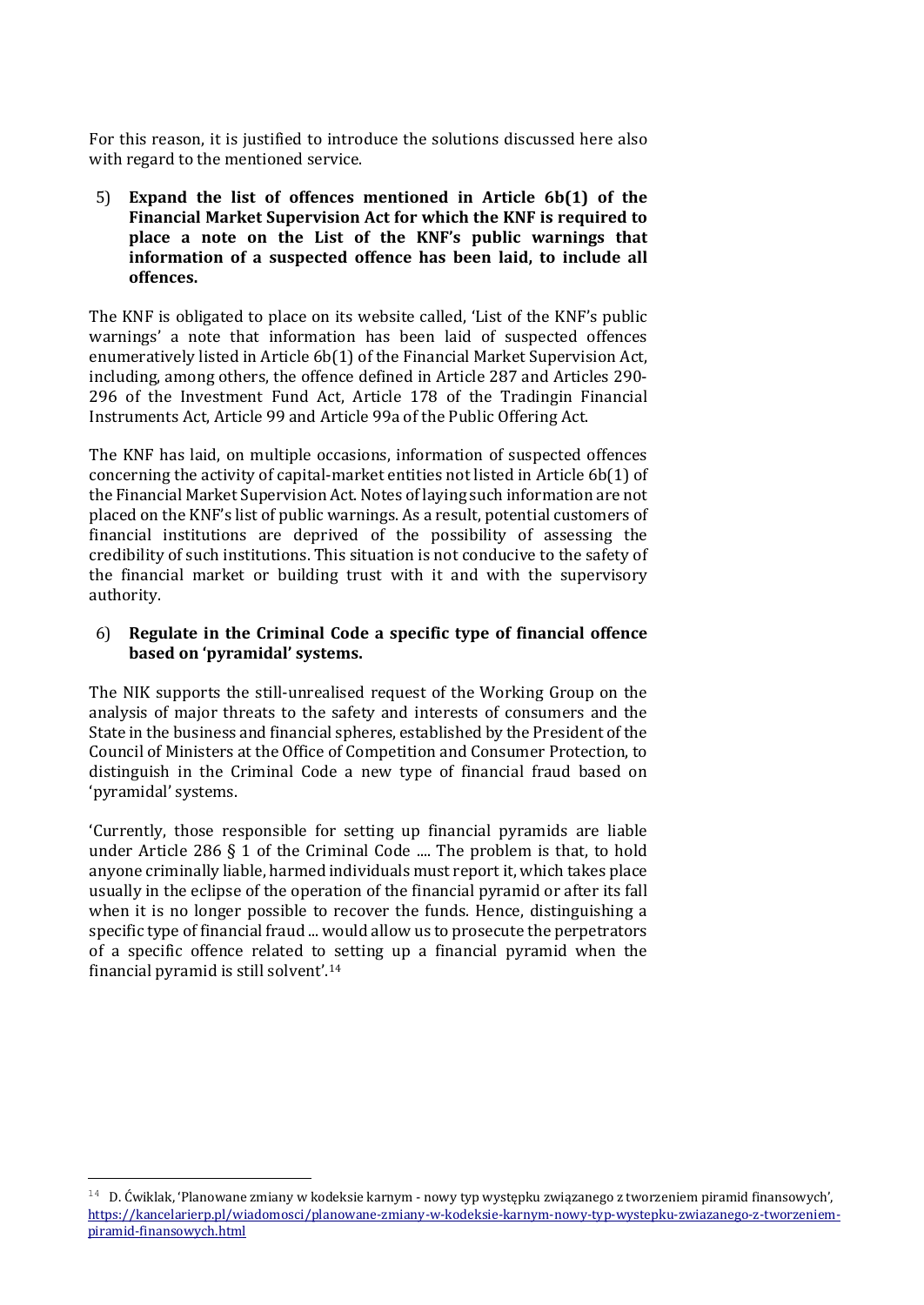For this reason, it is justified to introduce the solutions discussed here also with regard to the mentioned service.

5) **Expand the list of offences mentioned in Article 6b(1) of the Financial Market Supervision Act for which the KNF is required to place a note on the List of the KNF's public warnings that information of a suspected offence has been laid, to include all offences.**

The KNF is obligated to place on its website called, 'List of the KNF's public warnings' a note that information has been laid of suspected offences enumeratively listed in Article 6b(1) of the Financial Market Supervision Act, including, among others, the offence defined in Article 287 and Articles 290-296 of the Investment Fund Act, Article 178 of the Tradingin Financial Instruments Act, Article 99 and Article 99a of the Public Offering Act.

The KNF has laid, on multiple occasions, information of suspected offences concerning the activity of capital-market entities not listed in Article 6b(1) of the Financial Market Supervision Act. Notes of laying such information are not placed on the KNF's list of public warnings. As a result, potential customers of financial institutions are deprived of the possibility of assessing the credibility of such institutions. This situation is not conducive to the safety of the financial market or building trust with it and with the supervisory authority.

6) **Regulate in the Criminal Code a specific type of financial offence based on 'pyramidal' systems.**

The NIK supports the still-unrealised request of the Working Group on the analysis of major threats to the safety and interests of consumers and the State in the business and financial spheres, established by the President of the Council of Ministers at the Office of Competition and Consumer Protection, to distinguish in the Criminal Code a new type of financial fraud based on 'pyramidal' systems.

'Currently, those responsible for setting up financial pyramids are liable under Article 286 § 1 of the Criminal Code .... The problem is that, to hold anyone criminally liable, harmed individuals must report it, which takes place usually in the eclipse of the operation of the financial pyramid or after its fall when it is no longer possible to recover the funds. Hence, distinguishing a specific type of financial fraud ... would allow us to prosecute the perpetrators of a specific offence related to setting up a financial pyramid when the financial pyramid is still solvent'.[14]

---

[14] D. Ćwiklak, 'Planowane zmiany w kodeksie karnym - nowy typ występku związanego z tworzeniem piramid finansowych', https://kancelarierp.pl/wiadomosci/planowane-zmiany-w-kodeksie-karnym-nowy-typ-wystepku-zwiazanego-z-tworzeniem-piramid-finansowych.html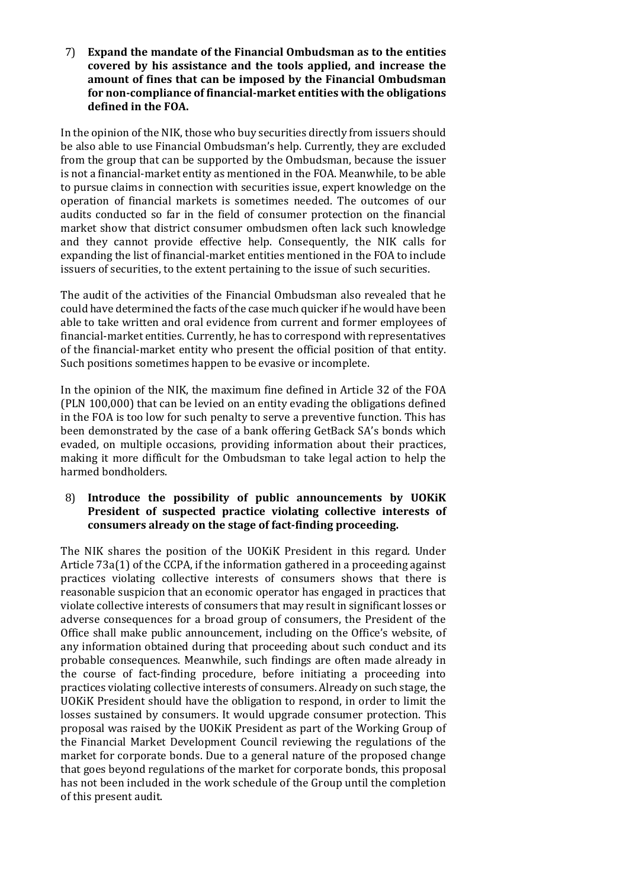7) **Expand the mandate of the Financial Ombudsman as to the entities covered by his assistance and the tools applied, and increase the amount of fines that can be imposed by the Financial Ombudsman for non-compliance of financial-market entities with the obligations defined in the FOA.**

In the opinion of the NIK, those who buy securities directly from issuers should be also able to use Financial Ombudsman's help. Currently, they are excluded from the group that can be supported by the Ombudsman, because the issuer is not a financial-market entity as mentioned in the FOA. Meanwhile, to be able to pursue claims in connection with securities issue, expert knowledge on the operation of financial markets is sometimes needed. The outcomes of our audits conducted so far in the field of consumer protection on the financial market show that district consumer ombudsmen often lack such knowledge and they cannot provide effective help. Consequently, the NIK calls for expanding the list of financial-market entities mentioned in the FOA to include issuers of securities, to the extent pertaining to the issue of such securities.

The audit of the activities of the Financial Ombudsman also revealed that he could have determined the facts of the case much quicker if he would have been able to take written and oral evidence from current and former employees of financial-market entities. Currently, he has to correspond with representatives of the financial-market entity who present the official position of that entity. Such positions sometimes happen to be evasive or incomplete.

In the opinion of the NIK, the maximum fine defined in Article 32 of the FOA (PLN 100,000) that can be levied on an entity evading the obligations defined in the FOA is too low for such penalty to serve a preventive function. This has been demonstrated by the case of a bank offering GetBack SA's bonds which evaded, on multiple occasions, providing information about their practices, making it more difficult for the Ombudsman to take legal action to help the harmed bondholders.

8) **Introduce the possibility of public announcements by UOKiK President of suspected practice violating collective interests of consumers already on the stage of fact-finding proceeding.**

The NIK shares the position of the UOKiK President in this regard. Under Article 73a(1) of the CCPA, if the information gathered in a proceeding against practices violating collective interests of consumers shows that there is reasonable suspicion that an economic operator has engaged in practices that violate collective interests of consumers that may result in significant losses or adverse consequences for a broad group of consumers, the President of the Office shall make public announcement, including on the Office's website, of any information obtained during that proceeding about such conduct and its probable consequences. Meanwhile, such findings are often made already in the course of fact-finding procedure, before initiating a proceeding into practices violating collective interests of consumers. Already on such stage, the UOKiK President should have the obligation to respond, in order to limit the losses sustained by consumers. It would upgrade consumer protection. This proposal was raised by the UOKiK President as part of the Working Group of the Financial Market Development Council reviewing the regulations of the market for corporate bonds. Due to a general nature of the proposed change that goes beyond regulations of the market for corporate bonds, this proposal has not been included in the work schedule of the Group until the completion of this present audit.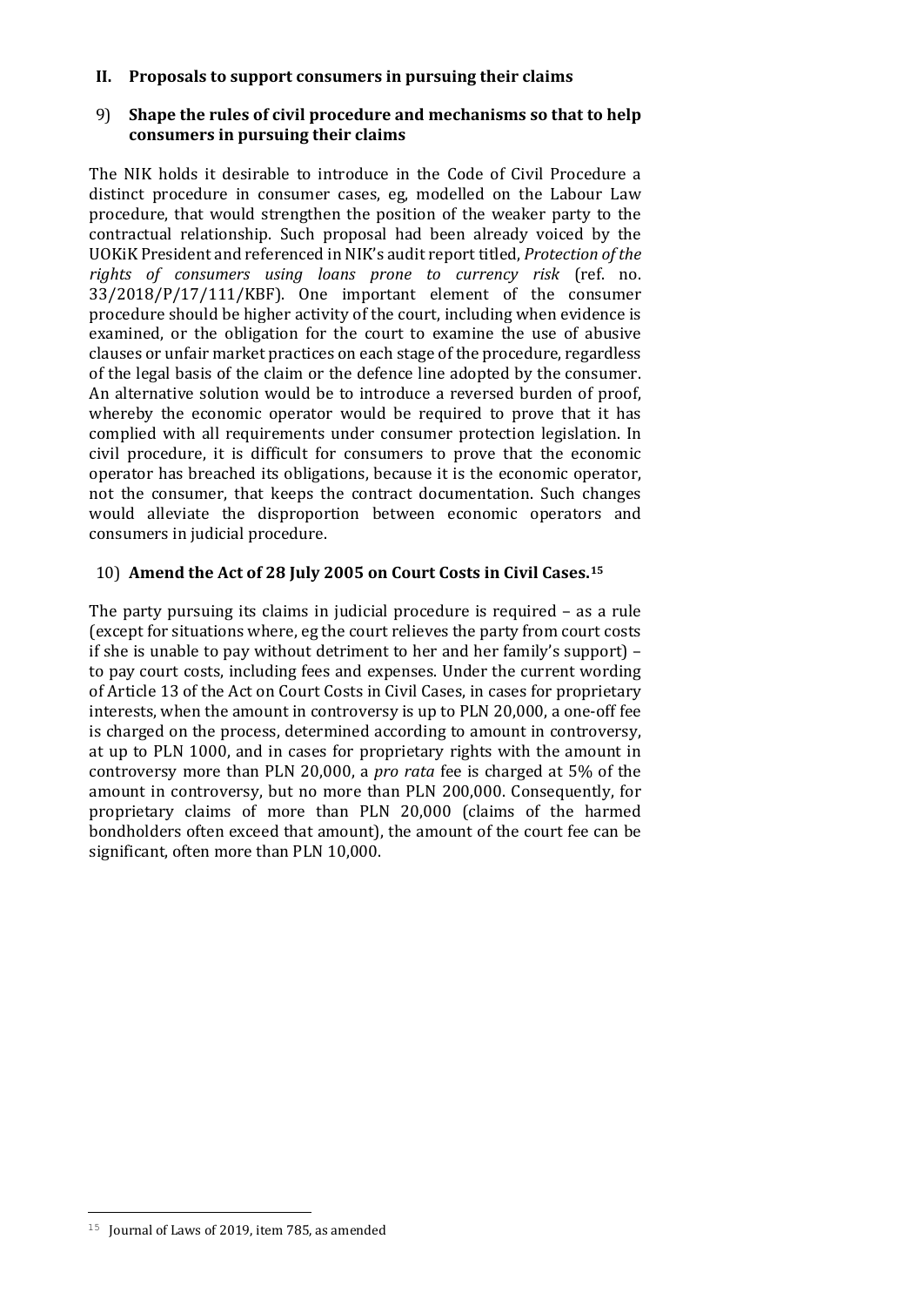## II. Proposals to support consumers in pursuing their claims

### 9) Shape the rules of civil procedure and mechanisms so that to help consumers in pursuing their claims

The NIK holds it desirable to introduce in the Code of Civil Procedure a distinct procedure in consumer cases, eg, modelled on the Labour Law procedure, that would strengthen the position of the weaker party to the contractual relationship. Such proposal had been already voiced by the UOKiK President and referenced in NIK's audit report titled, *Protection of the rights of consumers using loans prone to currency risk* (ref. no. 33/2018/P/17/111/KBF). One important element of the consumer procedure should be higher activity of the court, including when evidence is examined, or the obligation for the court to examine the use of abusive clauses or unfair market practices on each stage of the procedure, regardless of the legal basis of the claim or the defence line adopted by the consumer. An alternative solution would be to introduce a reversed burden of proof, whereby the economic operator would be required to prove that it has complied with all requirements under consumer protection legislation. In civil procedure, it is difficult for consumers to prove that the economic operator has breached its obligations, because it is the economic operator, not the consumer, that keeps the contract documentation. Such changes would alleviate the disproportion between economic operators and consumers in judicial procedure.

### 10) Amend the Act of 28 July 2005 on Court Costs in Civil Cases.[15]

The party pursuing its claims in judicial procedure is required – as a rule (except for situations where, eg the court relieves the party from court costs if she is unable to pay without detriment to her and her family's support) – to pay court costs, including fees and expenses. Under the current wording of Article 13 of the Act on Court Costs in Civil Cases, in cases for proprietary interests, when the amount in controversy is up to PLN 20,000, a one-off fee is charged on the process, determined according to amount in controversy, at up to PLN 1000, and in cases for proprietary rights with the amount in controversy more than PLN 20,000, a *pro rata* fee is charged at 5% of the amount in controversy, but no more than PLN 200,000. Consequently, for proprietary claims of more than PLN 20,000 (claims of the harmed bondholders often exceed that amount), the amount of the court fee can be significant, often more than PLN 10,000.

---

[15] Journal of Laws of 2019, item 785, as amended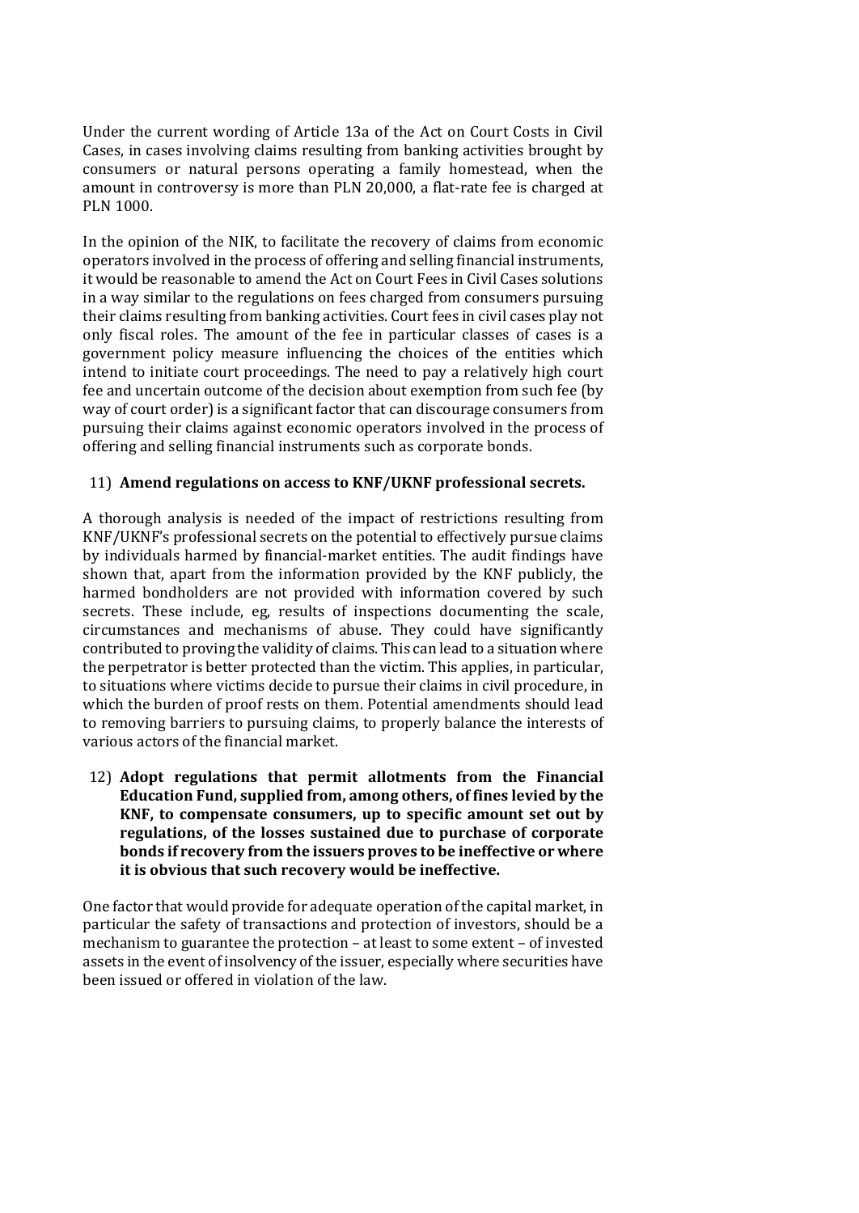Under the current wording of Article 13a of the Act on Court Costs in Civil Cases, in cases involving claims resulting from banking activities brought by consumers or natural persons operating a family homestead, when the amount in controversy is more than PLN 20,000, a flat-rate fee is charged at PLN 1000.

In the opinion of the NIK, to facilitate the recovery of claims from economic operators involved in the process of offering and selling financial instruments, it would be reasonable to amend the Act on Court Fees in Civil Cases solutions in a way similar to the regulations on fees charged from consumers pursuing their claims resulting from banking activities. Court fees in civil cases play not only fiscal roles. The amount of the fee in particular classes of cases is a government policy measure influencing the choices of the entities which intend to initiate court proceedings. The need to pay a relatively high court fee and uncertain outcome of the decision about exemption from such fee (by way of court order) is a significant factor that can discourage consumers from pursuing their claims against economic operators involved in the process of offering and selling financial instruments such as corporate bonds.

11) **Amend regulations on access to KNF/UKNF professional secrets.**

A thorough analysis is needed of the impact of restrictions resulting from KNF/UKNF's professional secrets on the potential to effectively pursue claims by individuals harmed by financial-market entities. The audit findings have shown that, apart from the information provided by the KNF publicly, the harmed bondholders are not provided with information covered by such secrets. These include, eg, results of inspections documenting the scale, circumstances and mechanisms of abuse. They could have significantly contributed to proving the validity of claims. This can lead to a situation where the perpetrator is better protected than the victim. This applies, in particular, to situations where victims decide to pursue their claims in civil procedure, in which the burden of proof rests on them. Potential amendments should lead to removing barriers to pursuing claims, to properly balance the interests of various actors of the financial market.

12) **Adopt regulations that permit allotments from the Financial Education Fund, supplied from, among others, of fines levied by the KNF, to compensate consumers, up to specific amount set out by regulations, of the losses sustained due to purchase of corporate bonds if recovery from the issuers proves to be ineffective or where it is obvious that such recovery would be ineffective.**

One factor that would provide for adequate operation of the capital market, in particular the safety of transactions and protection of investors, should be a mechanism to guarantee the protection – at least to some extent – of invested assets in the event of insolvency of the issuer, especially where securities have been issued or offered in violation of the law.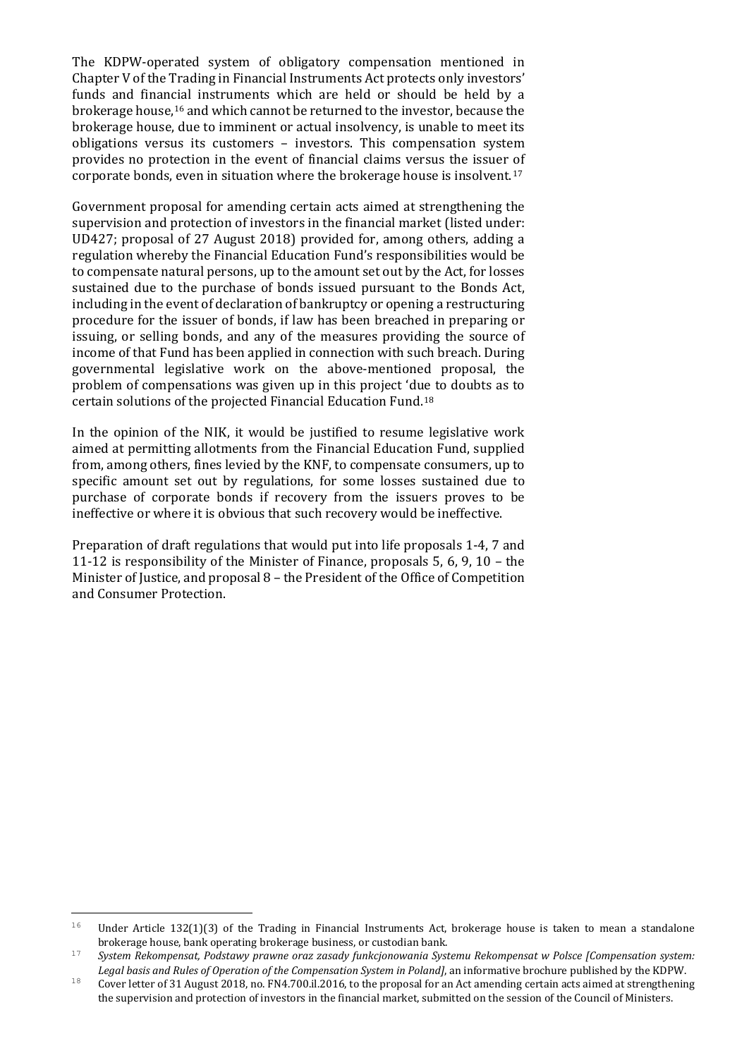The KDPW-operated system of obligatory compensation mentioned in Chapter V of the Trading in Financial Instruments Act protects only investors' funds and financial instruments which are held or should be held by a brokerage house,[16] and which cannot be returned to the investor, because the brokerage house, due to imminent or actual insolvency, is unable to meet its obligations versus its customers – investors. This compensation system provides no protection in the event of financial claims versus the issuer of corporate bonds, even in situation where the brokerage house is insolvent.[17]

Government proposal for amending certain acts aimed at strengthening the supervision and protection of investors in the financial market (listed under: UD427; proposal of 27 August 2018) provided for, among others, adding a regulation whereby the Financial Education Fund's responsibilities would be to compensate natural persons, up to the amount set out by the Act, for losses sustained due to the purchase of bonds issued pursuant to the Bonds Act, including in the event of declaration of bankruptcy or opening a restructuring procedure for the issuer of bonds, if law has been breached in preparing or issuing, or selling bonds, and any of the measures providing the source of income of that Fund has been applied in connection with such breach. During governmental legislative work on the above-mentioned proposal, the problem of compensations was given up in this project 'due to doubts as to certain solutions of the projected Financial Education Fund.[18]

In the opinion of the NIK, it would be justified to resume legislative work aimed at permitting allotments from the Financial Education Fund, supplied from, among others, fines levied by the KNF, to compensate consumers, up to specific amount set out by regulations, for some losses sustained due to purchase of corporate bonds if recovery from the issuers proves to be ineffective or where it is obvious that such recovery would be ineffective.

Preparation of draft regulations that would put into life proposals 1-4, 7 and 11-12 is responsibility of the Minister of Finance, proposals 5, 6, 9, 10 – the Minister of Justice, and proposal 8 – the President of the Office of Competition and Consumer Protection.

---

[16] Under Article 132(1)(3) of the Trading in Financial Instruments Act, brokerage house is taken to mean a standalone brokerage house, bank operating brokerage business, or custodian bank.

[17] *System Rekompensat, Podstawy prawne oraz zasady funkcjonowania Systemu Rekompensat w Polsce [Compensation system: Legal basis and Rules of Operation of the Compensation System in Poland]*, an informative brochure published by the KDPW.

[18] Cover letter of 31 August 2018, no. FN4.700.il.2016, to the proposal for an Act amending certain acts aimed at strengthening the supervision and protection of investors in the financial market, submitted on the session of the Council of Ministers.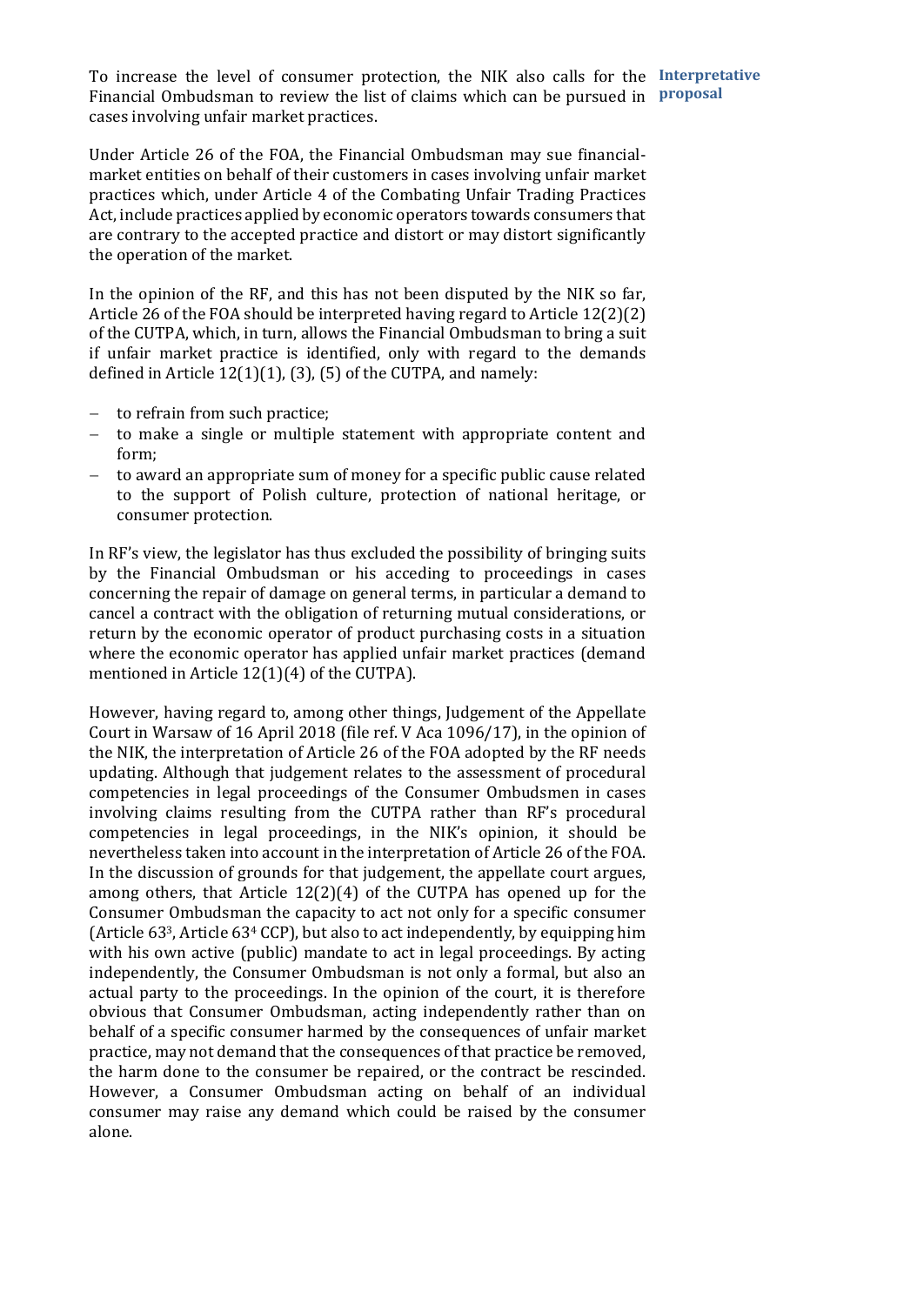To increase the level of consumer protection, the NIK also calls for the Financial Ombudsman to review the list of claims which can be pursued in cases involving unfair market practices.

**Interpretative proposal**

Under Article 26 of the FOA, the Financial Ombudsman may sue financial-market entities on behalf of their customers in cases involving unfair market practices which, under Article 4 of the Combating Unfair Trading Practices Act, include practices applied by economic operators towards consumers that are contrary to the accepted practice and distort or may distort significantly the operation of the market.

In the opinion of the RF, and this has not been disputed by the NIK so far, Article 26 of the FOA should be interpreted having regard to Article 12(2)(2) of the CUTPA, which, in turn, allows the Financial Ombudsman to bring a suit if unfair market practice is identified, only with regard to the demands defined in Article 12(1)(1), (3), (5) of the CUTPA, and namely:

- to refrain from such practice;
- to make a single or multiple statement with appropriate content and form;
- to award an appropriate sum of money for a specific public cause related to the support of Polish culture, protection of national heritage, or consumer protection.

In RF's view, the legislator has thus excluded the possibility of bringing suits by the Financial Ombudsman or his acceding to proceedings in cases concerning the repair of damage on general terms, in particular a demand to cancel a contract with the obligation of returning mutual considerations, or return by the economic operator of product purchasing costs in a situation where the economic operator has applied unfair market practices (demand mentioned in Article 12(1)(4) of the CUTPA).

However, having regard to, among other things, Judgement of the Appellate Court in Warsaw of 16 April 2018 (file ref. V Aca 1096/17), in the opinion of the NIK, the interpretation of Article 26 of the FOA adopted by the RF needs updating. Although that judgement relates to the assessment of procedural competencies in legal proceedings of the Consumer Ombudsmen in cases involving claims resulting from the CUTPA rather than RF's procedural competencies in legal proceedings, in the NIK's opinion, it should be nevertheless taken into account in the interpretation of Article 26 of the FOA. In the discussion of grounds for that judgement, the appellate court argues, among others, that Article 12(2)(4) of the CUTPA has opened up for the Consumer Ombudsman the capacity to act not only for a specific consumer (Article 63[3], Article 63[4] CCP), but also to act independently, by equipping him with his own active (public) mandate to act in legal proceedings. By acting independently, the Consumer Ombudsman is not only a formal, but also an actual party to the proceedings. In the opinion of the court, it is therefore obvious that Consumer Ombudsman, acting independently rather than on behalf of a specific consumer harmed by the consequences of unfair market practice, may not demand that the consequences of that practice be removed, the harm done to the consumer be repaired, or the contract be rescinded. However, a Consumer Ombudsman acting on behalf of an individual consumer may raise any demand which could be raised by the consumer alone.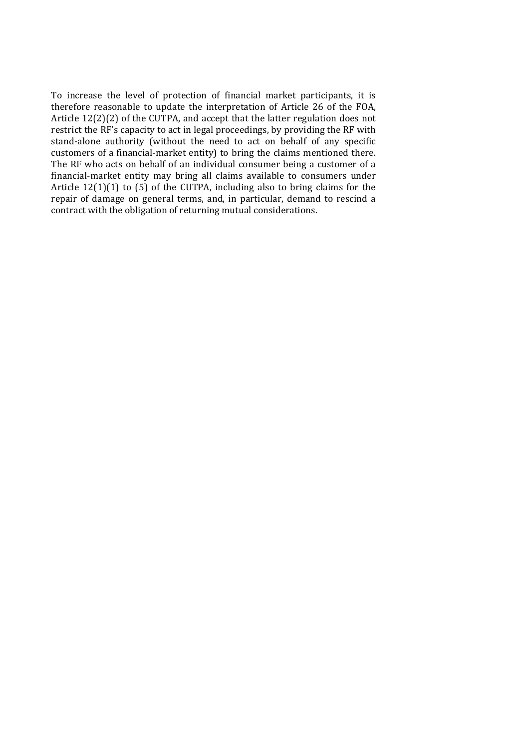To increase the level of protection of financial market participants, it is therefore reasonable to update the interpretation of Article 26 of the FOA, Article 12(2)(2) of the CUTPA, and accept that the latter regulation does not restrict the RF's capacity to act in legal proceedings, by providing the RF with stand-alone authority (without the need to act on behalf of any specific customers of a financial-market entity) to bring the claims mentioned there. The RF who acts on behalf of an individual consumer being a customer of a financial-market entity may bring all claims available to consumers under Article 12(1)(1) to (5) of the CUTPA, including also to bring claims for the repair of damage on general terms, and, in particular, demand to rescind a contract with the obligation of returning mutual considerations.